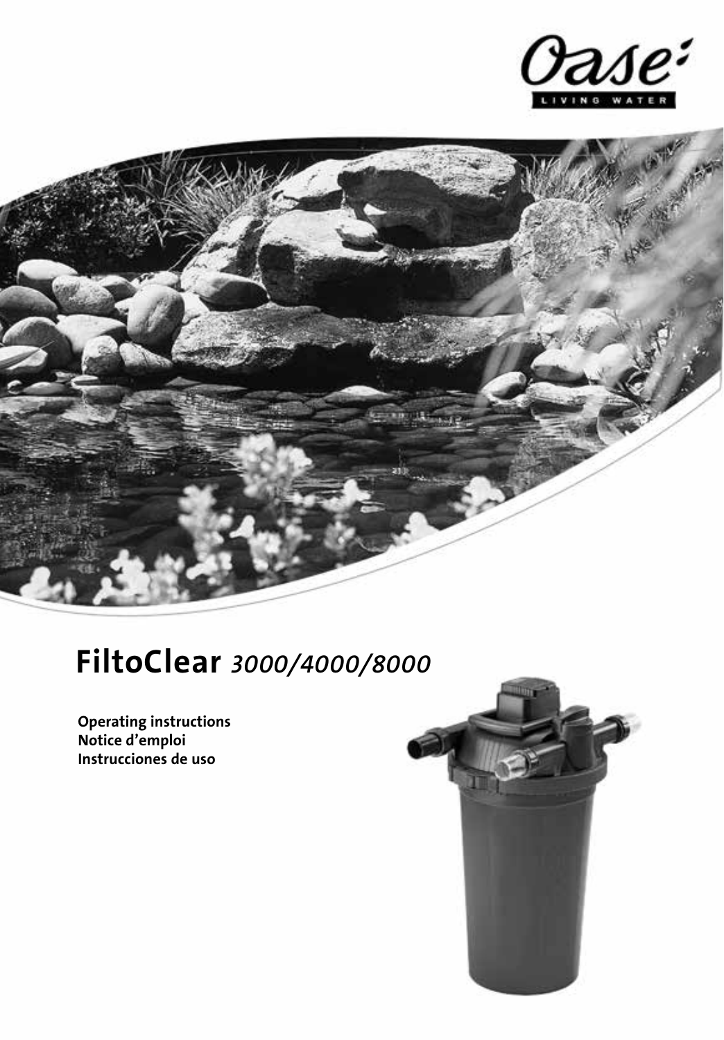Oase

LIVING WATER

# FiltoClear *3000/4000/8000*

**Operating instructions**
**Notice d'emploi**
**Instrucciones de uso**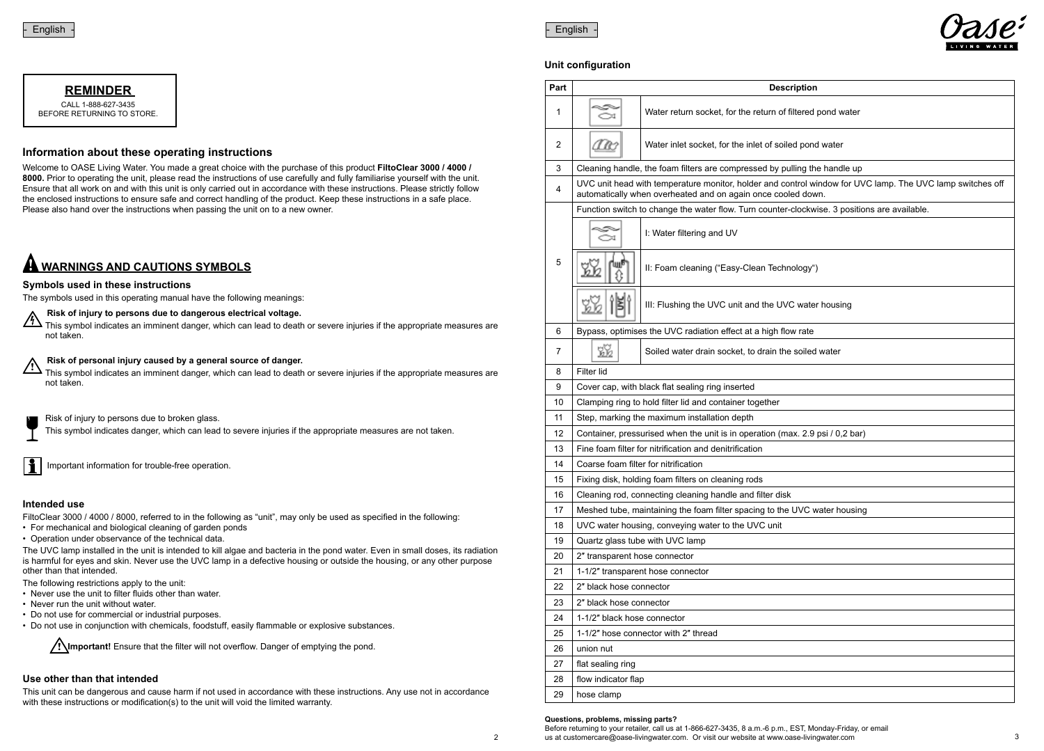## REMINDER

CALL 1-888-627-3435
BEFORE RETURNING TO STORE.

## Information about these operating instructions

Welcome to OASE Living Water. You made a great choice with the purchase of this product **FiltoClear 3000 / 4000 / 8000.** Prior to operating the unit, please read the instructions of use carefully and fully familiarise yourself with the unit. Ensure that all work on and with this unit is only carried out in accordance with these instructions. Please strictly follow the enclosed instructions to ensure safe and correct handling of the product. Keep these instructions in a safe place. Please also hand over the instructions when passing the unit on to a new owner.

## WARNINGS AND CAUTIONS SYMBOLS

### Symbols used in these instructions

The symbols used in this operating manual have the following meanings:

**Risk of injury to persons due to dangerous electrical voltage.**
This symbol indicates an imminent danger, which can lead to death or severe injuries if the appropriate measures are not taken.

**Risk of personal injury caused by a general source of danger.**
This symbol indicates an imminent danger, which can lead to death or severe injuries if the appropriate measures are not taken.

Risk of injury to persons due to broken glass.
This symbol indicates danger, which can lead to severe injuries if the appropriate measures are not taken.

Important information for trouble-free operation.

### Intended use

FiltoClear 3000 / 4000 / 8000, referred to in the following as "unit", may only be used as specified in the following:

- For mechanical and biological cleaning of garden ponds
- Operation under observance of the technical data.

The UVC lamp installed in the unit is intended to kill algae and bacteria in the pond water. Even in small doses, its radiation is harmful for eyes and skin. Never use the UVC lamp in a defective housing or outside the housing, or any other purpose other than that intended.

The following restrictions apply to the unit:

- Never use the unit to filter fluids other than water.
- Never run the unit without water.
- Do not use for commercial or industrial purposes.
- Do not use in conjunction with chemicals, foodstuff, easily flammable or explosive substances.

**Important!** Ensure that the filter will not overflow. Danger of emptying the pond.

### Use other than that intended

This unit can be dangerous and cause harm if not used in accordance with these instructions. Any use not in accordance with these instructions or modification(s) to the unit will void the limited warranty.

### Unit configuration

| Part | Description |
|---|---|
| 1 | Water return socket, for the return of filtered pond water |
| 2 | Water inlet socket, for the inlet of soiled pond water |
| 3 | Cleaning handle, the foam filters are compressed by pulling the handle up |
| 4 | UVC unit head with temperature monitor, holder and control window for UVC lamp. The UVC lamp switches off automatically when overheated and on again once cooled down. |
| 5 | Function switch to change the water flow. Turn counter-clockwise. 3 positions are available.<br>I: Water filtering and UV<br>II: Foam cleaning ("Easy-Clean Technology")<br>III: Flushing the UVC unit and the UVC water housing |
| 6 | Bypass, optimises the UVC radiation effect at a high flow rate |
| 7 | Soiled water drain socket, to drain the soiled water |
| 8 | Filter lid |
| 9 | Cover cap, with black flat sealing ring inserted |
| 10 | Clamping ring to hold filter lid and container together |
| 11 | Step, marking the maximum installation depth |
| 12 | Container, pressurised when the unit is in operation (max. 2.9 psi / 0,2 bar) |
| 13 | Fine foam filter for nitrification and denitrification |
| 14 | Coarse foam filter for nitrification |
| 15 | Fixing disk, holding foam filters on cleaning rods |
| 16 | Cleaning rod, connecting cleaning handle and filter disk |
| 17 | Meshed tube, maintaining the foam filter spacing to the UVC water housing |
| 18 | UVC water housing, conveying water to the UVC unit |
| 19 | Quartz glass tube with UVC lamp |
| 20 | 2″ transparent hose connector |
| 21 | 1-1/2″ transparent hose connector |
| 22 | 2″ black hose connector |
| 23 | 2″ black hose connector |
| 24 | 1-1/2″ black hose connector |
| 25 | 1-1/2″ hose connector with 2″ thread |
| 26 | union nut |
| 27 | flat sealing ring |
| 28 | flow indicator flap |
| 29 | hose clamp |

**Questions, problems, missing parts?**
Before returning to your retailer, call us at 1-866-627-3435, 8 a.m.-6 p.m., EST, Monday-Friday, or email us at customercare@oase-livingwater.com. Or visit our website at www.oase-livingwater.com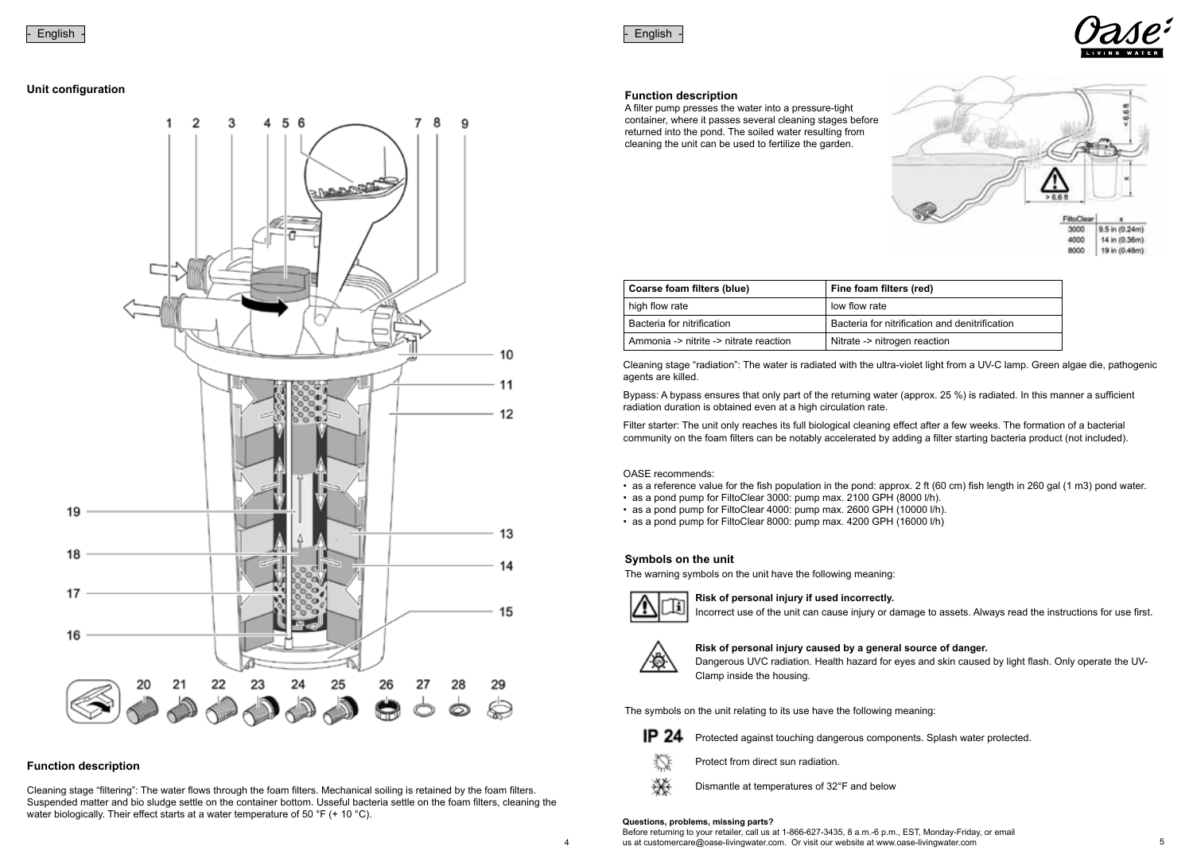## Unit configuration

1 2 3 4 5 6 7 8 9

10

11

12

13

14

15

16

17

18

19

20 21 22 23 24 25 26 27 28 29

## Function description

Cleaning stage "filtering": The water flows through the foam filters. Mechanical soiling is retained by the foam filters. Suspended matter and bio sludge settle on the container bottom. Usseful bacteria settle on the foam filters, cleaning the water biologically. Their effect starts at a water temperature of 50 °F (+ 10 °C).

## Function description

A filter pump presses the water into a pressure-tight container, where it passes several cleaning stages before returned into the pond. The soiled water resulting from cleaning the unit can be used to fertilize the garden.

< 6.6 ft

> 6.6 ft

x

FiltoClear x

3000 9.5 in (0.24m)

4000 14 in (0.36m)

8000 19 in (0.48m)

| Coarse foam filters (blue) | Fine foam filters (red) |
| --- | --- |
| high flow rate | low flow rate |
| Bacteria for nitrification | Bacteria for nitrification and denitrification |
| Ammonia -> nitrite -> nitrate reaction | Nitrate -> nitrogen reaction |

Cleaning stage "radiation": The water is radiated with the ultra-violet light from a UV-C lamp. Green algae die, pathogenic agents are killed.

Bypass: A bypass ensures that only part of the returning water (approx. 25 %) is radiated. In this manner a sufficient radiation duration is obtained even at a high circulation rate.

Filter starter: The unit only reaches its full biological cleaning effect after a few weeks. The formation of a bacterial community on the foam filters can be notably accelerated by adding a filter starting bacteria product (not included).

OASE recommends:

- as a reference value for the fish population in the pond: approx. 2 ft (60 cm) fish length in 260 gal (1 m3) pond water.
- as a pond pump for FiltoClear 3000: pump max. 2100 GPH (8000 l/h).
- as a pond pump for FiltoClear 4000: pump max. 2600 GPH (10000 l/h).
- as a pond pump for FiltoClear 8000: pump max. 4200 GPH (16000 l/h)

## Symbols on the unit

The warning symbols on the unit have the following meaning:

**Risk of personal injury if used incorrectly.**
Incorrect use of the unit can cause injury or damage to assets. Always read the instructions for use first.

**Risk of personal injury caused by a general source of danger.**
Dangerous UVC radiation. Health hazard for eyes and skin caused by light flash. Only operate the UV-Clamp inside the housing.

The symbols on the unit relating to its use have the following meaning:

**IP 24** Protected against touching dangerous components. Splash water protected.

Protect from direct sun radiation.

Dismantle at temperatures of 32°F and below

**Questions, problems, missing parts?**
Before returning to your retailer, call us at 1-866-627-3435, 8 a.m.-6 p.m., EST, Monday-Friday, or email us at customercare@oase-livingwater.com. Or visit our website at www.oase-livingwater.com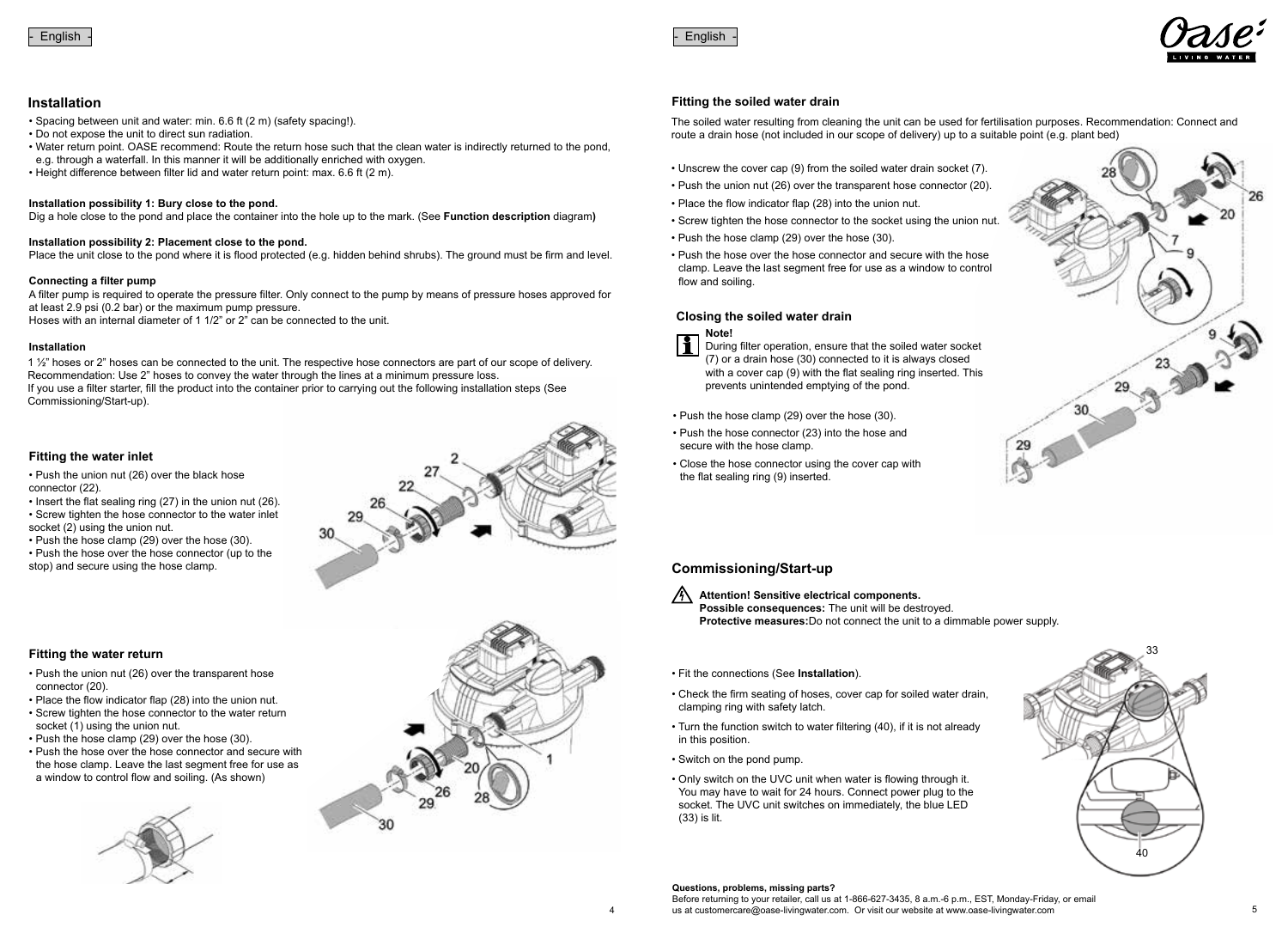## Installation

- Spacing between unit and water: min. 6.6 ft (2 m) (safety spacing!).
- Do not expose the unit to direct sun radiation.
- Water return point. OASE recommend: Route the return hose such that the clean water is indirectly returned to the pond, e.g. through a waterfall. In this manner it will be additionally enriched with oxygen.
- Height difference between filter lid and water return point: max. 6.6 ft (2 m).

**Installation possibility 1: Bury close to the pond.**
Dig a hole close to the pond and place the container into the hole up to the mark. (See **Function description** diagram**)**

**Installation possibility 2: Placement close to the pond.**
Place the unit close to the pond where it is flood protected (e.g. hidden behind shrubs). The ground must be firm and level.

**Connecting a filter pump**
A filter pump is required to operate the pressure filter. Only connect to the pump by means of pressure hoses approved for at least 2.9 psi (0.2 bar) or the maximum pump pressure.
Hoses with an internal diameter of 1 1/2" or 2" can be connected to the unit.

**Installation**
1 ½" hoses or 2" hoses can be connected to the unit. The respective hose connectors are part of our scope of delivery.
Recommendation: Use 2" hoses to convey the water through the lines at a minimum pressure loss.
If you use a filter starter, fill the product into the container prior to carrying out the following installation steps (See Commissioning/Start-up).

### Fitting the water inlet

- Push the union nut (26) over the black hose connector (22).
- Insert the flat sealing ring (27) in the union nut (26).
- Screw tighten the hose connector to the water inlet socket (2) using the union nut.
- Push the hose clamp (29) over the hose (30).
- Push the hose over the hose connector (up to the stop) and secure using the hose clamp.

### Fitting the water return

- Push the union nut (26) over the transparent hose connector (20).
- Place the flow indicator flap (28) into the union nut.
- Screw tighten the hose connector to the water return socket (1) using the union nut.
- Push the hose clamp (29) over the hose (30).
- Push the hose over the hose connector and secure with the hose clamp. Leave the last segment free for use as a window to control flow and soiling. (As shown)

### Fitting the soiled water drain

The soiled water resulting from cleaning the unit can be used for fertilisation purposes. Recommendation: Connect and route a drain hose (not included in our scope of delivery) up to a suitable point (e.g. plant bed)

- Unscrew the cover cap (9) from the soiled water drain socket (7).
- Push the union nut (26) over the transparent hose connector (20).
- Place the flow indicator flap (28) into the union nut.
- Screw tighten the hose connector to the socket using the union nut.
- Push the hose clamp (29) over the hose (30).
- Push the hose over the hose connector and secure with the hose clamp. Leave the last segment free for use as a window to control flow and soiling.

### Closing the soiled water drain

**Note!**
During filter operation, ensure that the soiled water socket (7) or a drain hose (30) connected to it is always closed with a cover cap (9) with the flat sealing ring inserted. This prevents unintended emptying of the pond.

- Push the hose clamp (29) over the hose (30).
- Push the hose connector (23) into the hose and secure with the hose clamp.
- Close the hose connector using the cover cap with the flat sealing ring (9) inserted.

## Commissioning/Start-up

**Attention! Sensitive electrical components.**
**Possible consequences:** The unit will be destroyed.
**Protective measures:** Do not connect the unit to a dimmable power supply.

- Fit the connections (See **Installation**).
- Check the firm seating of hoses, cover cap for soiled water drain, clamping ring with safety latch.
- Turn the function switch to water filtering (40), if it is not already in this position.
- Switch on the pond pump.
- Only switch on the UVC unit when water is flowing through it. You may have to wait for 24 hours. Connect power plug to the socket. The UVC unit switches on immediately, the blue LED (33) is lit.

**Questions, problems, missing parts?**
Before returning to your retailer, call us at 1-866-627-3435, 8 a.m.-6 p.m., EST, Monday-Friday, or email us at customercare@oase-livingwater.com. Or visit our website at www.oase-livingwater.com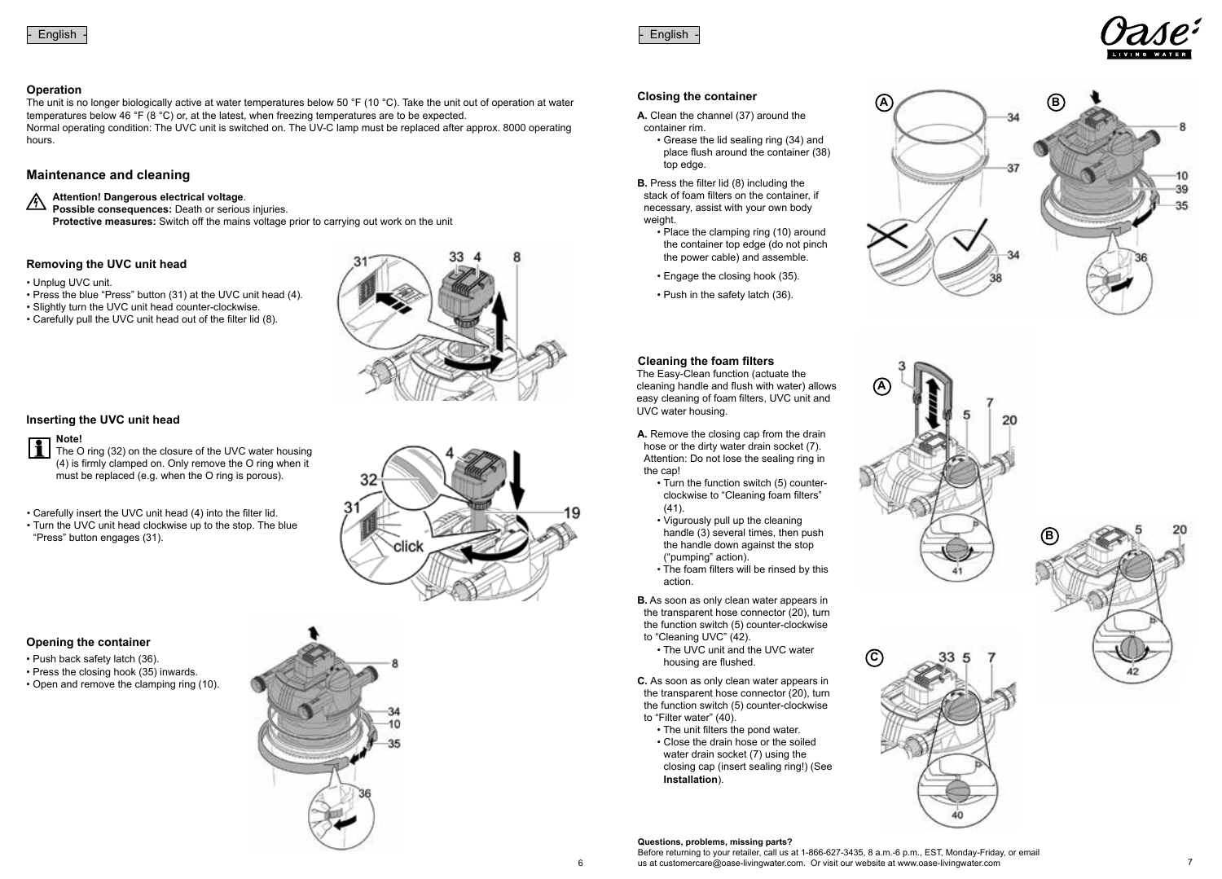## Operation

The unit is no longer biologically active at water temperatures below 50 °F (10 °C). Take the unit out of operation at water temperatures below 46 °F (8 °C) or, at the latest, when freezing temperatures are to be expected.
Normal operating condition: The UVC unit is switched on. The UV-C lamp must be replaced after approx. 8000 operating hours.

## Maintenance and cleaning

**Attention! Dangerous electrical voltage**.
**Possible consequences:** Death or serious injuries.
**Protective measures:** Switch off the mains voltage prior to carrying out work on the unit

### Removing the UVC unit head

- Unplug UVC unit.
- Press the blue “Press” button (31) at the UVC unit head (4).
- Slightly turn the UVC unit head counter-clockwise.
- Carefully pull the UVC unit head out of the filter lid (8).

### Inserting the UVC unit head

**Note!**
The O ring (32) on the closure of the UVC water housing (4) is firmly clamped on. Only remove the O ring when it must be replaced (e.g. when the O ring is porous).

- Carefully insert the UVC unit head (4) into the filter lid.
- Turn the UVC unit head clockwise up to the stop. The blue “Press” button engages (31).

### Opening the container

- Push back safety latch (36).
- Press the closing hook (35) inwards.
- Open and remove the clamping ring (10).

### Closing the container

**A.** Clean the channel (37) around the container rim.
- Grease the lid sealing ring (34) and place flush around the container (38) top edge.

**B.** Press the filter lid (8) including the stack of foam filters on the container, if necessary, assist with your own body weight.
- Place the clamping ring (10) around the container top edge (do not pinch the power cable) and assemble.
- Engage the closing hook (35).
- Push in the safety latch (36).

### Cleaning the foam filters

The Easy-Clean function (actuate the cleaning handle and flush with water) allows easy cleaning of foam filters, UVC unit and UVC water housing.

**A.** Remove the closing cap from the drain hose or the dirty water drain socket (7). Attention: Do not lose the sealing ring in the cap!
- Turn the function switch (5) counter-clockwise to “Cleaning foam filters” (41).
- Vigurously pull up the cleaning handle (3) several times, then push the handle down against the stop (“pumping” action).
- The foam filters will be rinsed by this action.

**B.** As soon as only clean water appears in the transparent hose connector (20), turn the function switch (5) counter-clockwise to “Cleaning UVC” (42).
- The UVC unit and the UVC water housing are flushed.

**C.** As soon as only clean water appears in the transparent hose connector (20), turn the function switch (5) counter-clockwise to “Filter water” (40).
- The unit filters the pond water.
- Close the drain hose or the soiled water drain socket (7) using the closing cap (insert sealing ring!) (See **Installation**).

**Questions, problems, missing parts?**
Before returning to your retailer, call us at 1-866-627-3435, 8 a.m.-6 p.m., EST, Monday-Friday, or email us at customercare@oase-livingwater.com. Or visit our website at www.oase-livingwater.com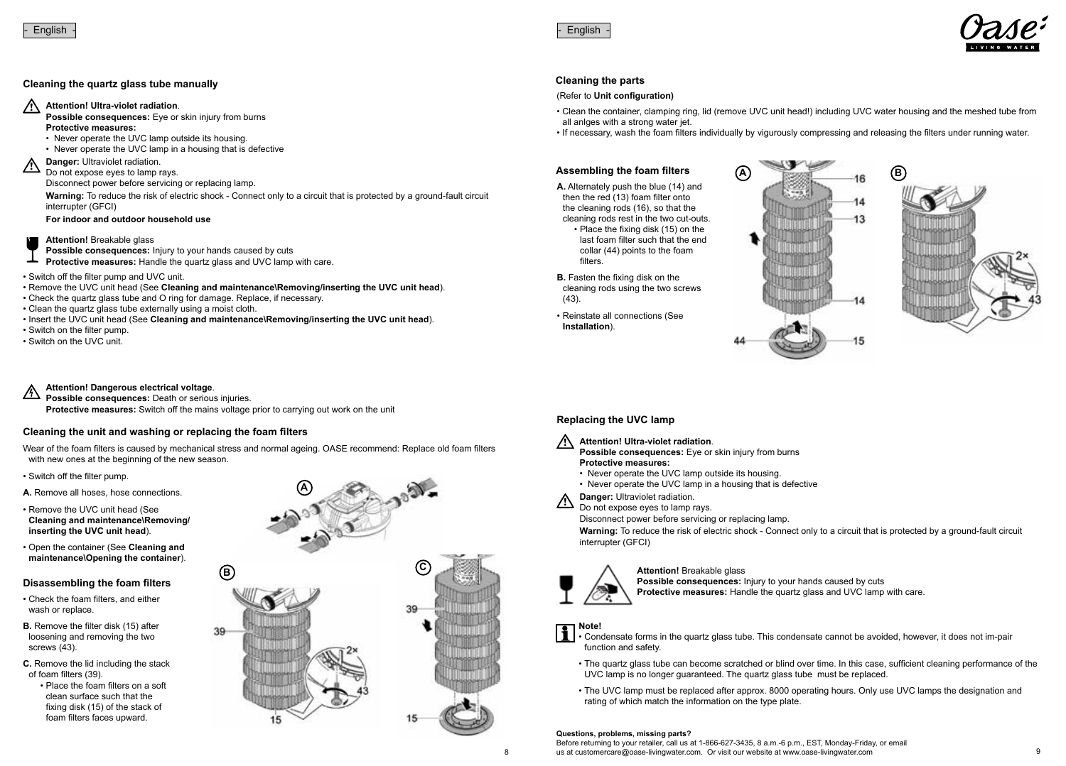## Cleaning the quartz glass tube manually

**Attention! Ultra-violet radiation**.
**Possible consequences:** Eye or skin injury from burns
**Protective measures:**
- Never operate the UVC lamp outside its housing.
- Never operate the UVC lamp in a housing that is defective

**Danger:** Ultraviolet radiation.
Do not expose eyes to lamp rays.
Disconnect power before servicing or replacing lamp.

**Warning:** To reduce the risk of electric shock - Connect only to a circuit that is protected by a ground-fault circuit interrupter (GFCI)

**For indoor and outdoor household use**

**Attention!** Breakable glass
**Possible consequences:** Injury to your hands caused by cuts
**Protective measures:** Handle the quartz glass and UVC lamp with care.

- Switch off the filter pump and UVC unit.
- Remove the UVC unit head (See **Cleaning and maintenance\Removing/inserting the UVC unit head**).
- Check the quartz glass tube and O ring for damage. Replace, if necessary.
- Clean the quartz glass tube externally using a moist cloth.
- Insert the UVC unit head (See **Cleaning and maintenance\Removing/inserting the UVC unit head**).
- Switch on the filter pump.
- Switch on the UVC unit.

**Attention! Dangerous electrical voltage**.
**Possible consequences:** Death or serious injuries.
**Protective measures:** Switch off the mains voltage prior to carrying out work on the unit

## Cleaning the unit and washing or replacing the foam filters

Wear of the foam filters is caused by mechanical stress and normal ageing. OASE recommend: Replace old foam filters with new ones at the beginning of the new season.

- Switch off the filter pump.

**A.** Remove all hoses, hose connections.

- Remove the UVC unit head (See **Cleaning and maintenance\Removing/inserting the UVC unit head**).
- Open the container (See **Cleaning and maintenance\Opening the container**).

### Disassembling the foam filters

- Check the foam filters, and either wash or replace.

**B.** Remove the filter disk (15) after loosening and removing the two screws (43).

**C.** Remove the lid including the stack of foam filters (39).
- Place the foam filters on a soft clean surface such that the fixing disk (15) of the stack of foam filters faces upward.

A

B

39

2×

43

15

C

39

15

## Cleaning the parts

(Refer to **Unit configuration)**

- Clean the container, clamping ring, lid (remove UVC unit head!) including UVC water housing and the meshed tube from all anlges with a strong water jet.
- If necessary, wash the foam filters individually by vigurously compressing and releasing the filters under running water.

### Assembling the foam filters

**A.** Alternately push the blue (14) and then the red (13) foam filter onto the cleaning rods (16), so that the cleaning rods rest in the two cut-outs.
- Place the fixing disk (15) on the last foam filter such that the end collar (44) points to the foam filters.

**B.** Fasten the fixing disk on the cleaning rods using the two screws (43).

- Reinstate all connections (See **Installation**).

A

16

14

13

14

44

15

B

2×

43

## Replacing the UVC lamp

**Attention! Ultra-violet radiation**.
**Possible consequences:** Eye or skin injury from burns
**Protective measures:**
- Never operate the UVC lamp outside its housing.
- Never operate the UVC lamp in a housing that is defective

**Danger:** Ultraviolet radiation.
Do not expose eyes to lamp rays.
Disconnect power before servicing or replacing lamp.

**Warning:** To reduce the risk of electric shock - Connect only to a circuit that is protected by a ground-fault circuit interrupter (GFCI)

**Attention!** Breakable glass
**Possible consequences:** Injury to your hands caused by cuts
**Protective measures:** Handle the quartz glass and UVC lamp with care.

**Note!**
- Condensate forms in the quartz glass tube. This condensate cannot be avoided, however, it does not im-pair function and safety.
- The quartz glass tube can become scratched or blind over time. In this case, sufficient cleaning performance of the UVC lamp is no longer guaranteed. The quartz glass tube must be replaced.
- The UVC lamp must be replaced after approx. 8000 operating hours. Only use UVC lamps the designation and rating of which match the information on the type plate.

**Questions, problems, missing parts?**
Before returning to your retailer, call us at 1-866-627-3435, 8 a.m.-6 p.m., EST, Monday-Friday, or email us at customercare@oase-livingwater.com. Or visit our website at www.oase-livingwater.com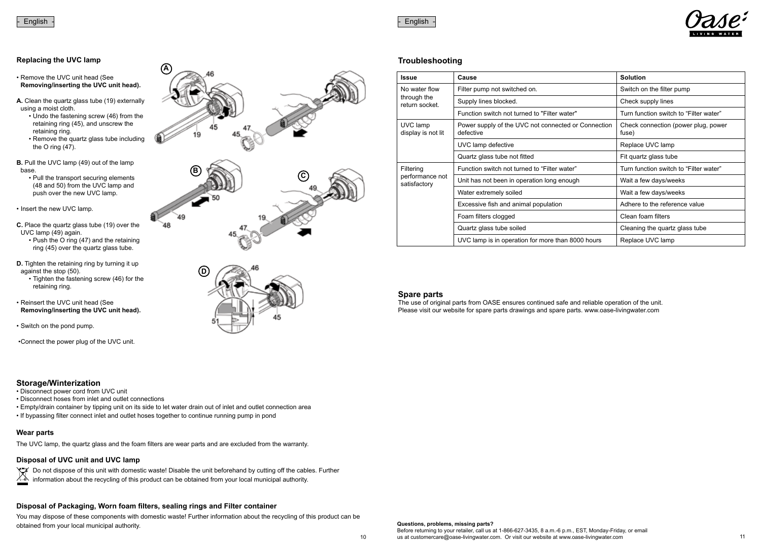### Replacing the UVC lamp

- Remove the UVC unit head (See **Removing/inserting the UVC unit head).**

**A.** Clean the quartz glass tube (19) externally using a moist cloth.
- Undo the fastening screw (46) from the retaining ring (45), and unscrew the retaining ring.
- Remove the quartz glass tube including the O ring (47).

**B.** Pull the UVC lamp (49) out of the lamp base.
- Pull the transport securing elements (48 and 50) from the UVC lamp and push over the new UVC lamp.

- Insert the new UVC lamp.

**C.** Place the quartz glass tube (19) over the UVC lamp (49) again.
- Push the O ring (47) and the retaining ring (45) over the quartz glass tube.

**D.** Tighten the retaining ring by turning it up against the stop (50).
- Tighten the fastening screw (46) for the retaining ring.

- Reinsert the UVC unit head (See **Removing/inserting the UVC unit head).**

- Switch on the pond pump.

- Connect the power plug of the UVC unit.

A
46
19
45
45
47

B
50
49
48

C
49
19
45
47

D
46
51
45

## Storage/Winterization

- Disconnect power cord from UVC unit
- Disconnect hoses from inlet and outlet connections
- Empty/drain container by tipping unit on its side to let water drain out of inlet and outlet connection area
- If bypassing filter connect inlet and outlet hoses together to continue running pump in pond

### Wear parts

The UVC lamp, the quartz glass and the foam filters are wear parts and are excluded from the warranty.

### Disposal of UVC unit and UVC lamp

Do not dispose of this unit with domestic waste! Disable the unit beforehand by cutting off the cables. Further information about the recycling of this product can be obtained from your local municipal authority.

### Disposal of Packaging, Worn foam filters, sealing rings and Filter container

You may dispose of these components with domestic waste! Further information about the recycling of this product can be obtained from your local municipal authority.

### Troubleshooting

| Issue | Cause | Solution |
|---|---|---|
| No water flow through the return socket. | Filter pump not switched on. | Switch on the filter pump |
| | Supply lines blocked. | Check supply lines |
| | Function switch not turned to "Filter water" | Turn function switch to "Filter water" |
| UVC lamp display is not lit | Power supply of the UVC not connected or Connection defective | Check connection (power plug, power fuse) |
| | UVC lamp defective | Replace UVC lamp |
| | Quartz glass tube not fitted | Fit quartz glass tube |
| Filtering performance not satisfactory | Function switch not turned to "Filter water" | Turn function switch to "Filter water" |
| | Unit has not been in operation long enough | Wait a few days/weeks |
| | Water extremely soiled | Wait a few days/weeks |
| | Excessive fish and animal population | Adhere to the reference value |
| | Foam filters clogged | Clean foam filters |
| | Quartz glass tube soiled | Cleaning the quartz glass tube |
| | UVC lamp is in operation for more than 8000 hours | Replace UVC lamp |

### Spare parts

The use of original parts from OASE ensures continued safe and reliable operation of the unit. Please visit our website for spare parts drawings and spare parts. www.oase-livingwater.com

**Questions, problems, missing parts?**
Before returning to your retailer, call us at 1-866-627-3435, 8 a.m.-6 p.m., EST, Monday-Friday, or email us at customercare@oase-livingwater.com. Or visit our website at www.oase-livingwater.com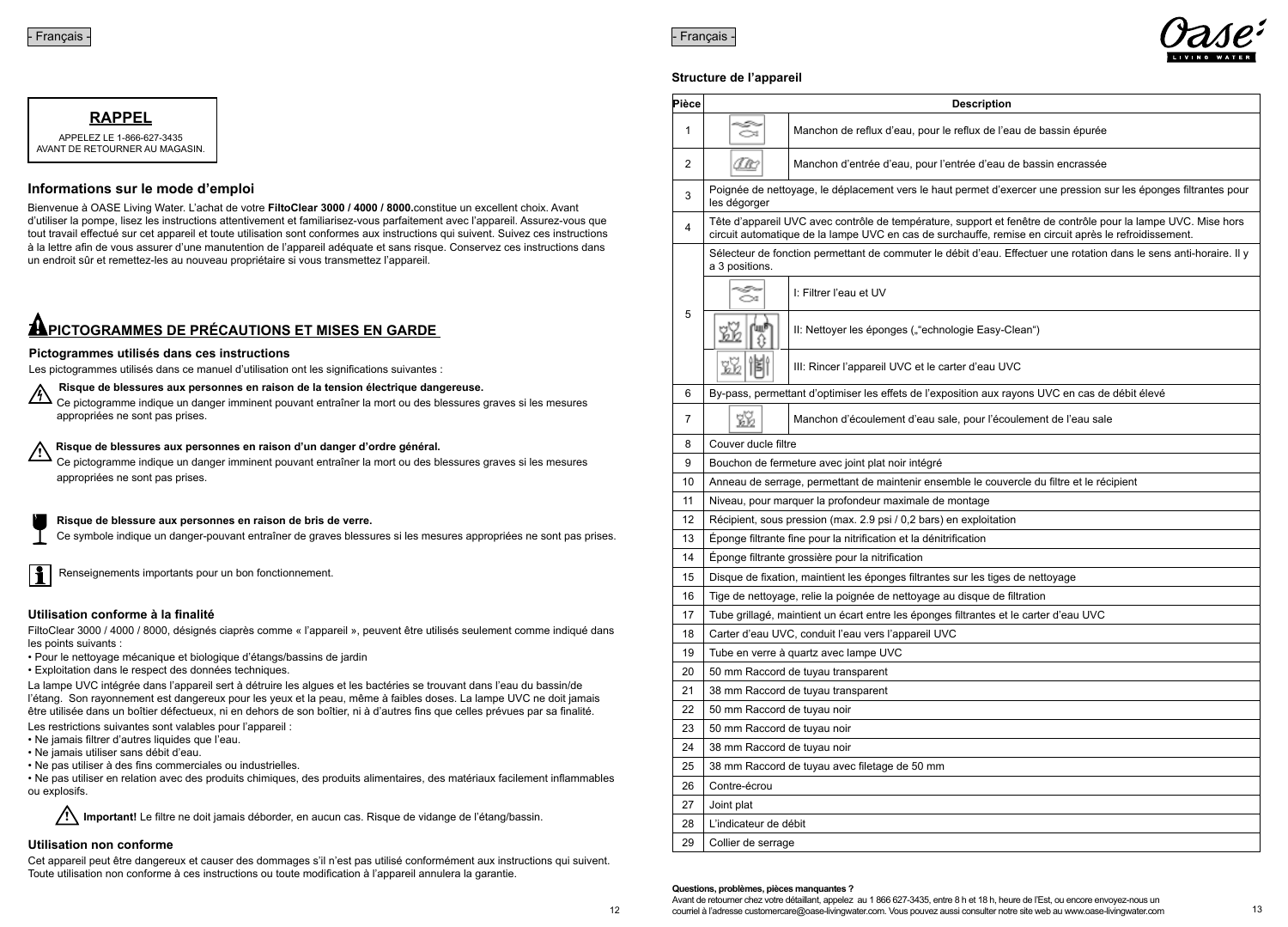**RAPPEL**

APPELEZ LE 1-866-627-3435
AVANT DE RETOURNER AU MAGASIN.

## Informations sur le mode d'emploi

Bienvenue à OASE Living Water. L'achat de votre **FiltoClear 3000 / 4000 / 8000.**constitue un excellent choix. Avant d'utiliser la pompe, lisez les instructions attentivement et familiarisez-vous parfaitement avec l'appareil. Assurez-vous que tout travail effectué sur cet appareil et toute utilisation sont conformes aux instructions qui suivent. Suivez ces instructions à la lettre afin de vous assurer d'une manutention de l'appareil adéquate et sans risque. Conservez ces instructions dans un endroit sûr et remettez-les au nouveau propriétaire si vous transmettez l'appareil.

## PICTOGRAMMES DE PRÉCAUTIONS ET MISES EN GARDE

### Pictogrammes utilisés dans ces instructions

Les pictogrammes utilisés dans ce manuel d'utilisation ont les significations suivantes :

**Risque de blessures aux personnes en raison de la tension électrique dangereuse.**
Ce pictogramme indique un danger imminent pouvant entraîner la mort ou des blessures graves si les mesures appropriées ne sont pas prises.

**Risque de blessures aux personnes en raison d'un danger d'ordre général.**
Ce pictogramme indique un danger imminent pouvant entraîner la mort ou des blessures graves si les mesures appropriées ne sont pas prises.

**Risque de blessure aux personnes en raison de bris de verre.**
Ce symbole indique un danger-pouvant entraîner de graves blessures si les mesures appropriées ne sont pas prises.

Renseignements importants pour un bon fonctionnement.

### Utilisation conforme à la finalité

FiltoClear 3000 / 4000 / 8000, désignés ciaprès comme « l'appareil », peuvent être utilisés seulement comme indiqué dans les points suivants :

- Pour le nettoyage mécanique et biologique d'étangs/bassins de jardin
- Exploitation dans le respect des données techniques.

La lampe UVC intégrée dans l'appareil sert à détruire les algues et les bactéries se trouvant dans l'eau du bassin/de l'étang. Son rayonnement est dangereux pour les yeux et la peau, même à faibles doses. La lampe UVC ne doit jamais être utilisée dans un boîtier défectueux, ni en dehors de son boîtier, ni à d'autres fins que celles prévues par sa finalité.

Les restrictions suivantes sont valables pour l'appareil :

- Ne jamais filtrer d'autres liquides que l'eau.
- Ne jamais utiliser sans débit d'eau.
- Ne pas utiliser à des fins commerciales ou industrielles.
- Ne pas utiliser en relation avec des produits chimiques, des produits alimentaires, des matériaux facilement inflammables ou explosifs.

**Important!** Le filtre ne doit jamais déborder, en aucun cas. Risque de vidange de l'étang/bassin.

### Utilisation non conforme

Cet appareil peut être dangereux et causer des dommages s'il n'est pas utilisé conformément aux instructions qui suivent. Toute utilisation non conforme à ces instructions ou toute modification à l'appareil annulera la garantie.

### Structure de l'appareil

| Pièce | Description | |
|---|---|---|
| 1 | | Manchon de reflux d'eau, pour le reflux de l'eau de bassin épurée |
| 2 | | Manchon d'entrée d'eau, pour l'entrée d'eau de bassin encrassée |
| 3 | Poignée de nettoyage, le déplacement vers le haut permet d'exercer une pression sur les éponges filtrantes pour les dégorger | |
| 4 | Tête d'appareil UVC avec contrôle de température, support et fenêtre de contrôle pour la lampe UVC. Mise hors circuit automatique de la lampe UVC en cas de surchauffe, remise en circuit après le refroidissement. | |
| 5 | Sélecteur de fonction permettant de commuter le débit d'eau. Effectuer une rotation dans le sens anti-horaire. Il y a 3 positions. | |
| | | I: Filtrer l'eau et UV |
| | | II: Nettoyer les éponges („"echnologie Easy-Clean") |
| | | III: Rincer l'appareil UVC et le carter d'eau UVC |
| 6 | By-pass, permettant d'optimiser les effets de l'exposition aux rayons UVC en cas de débit élevé | |
| 7 | | Manchon d'écoulement d'eau sale, pour l'écoulement de l'eau sale |
| 8 | Couver ducle filtre | |
| 9 | Bouchon de fermeture avec joint plat noir intégré | |
| 10 | Anneau de serrage, permettant de maintenir ensemble le couvercle du filtre et le récipient | |
| 11 | Niveau, pour marquer la profondeur maximale de montage | |
| 12 | Récipient, sous pression (max. 2.9 psi / 0,2 bars) en exploitation | |
| 13 | Éponge filtrante fine pour la nitrification et la dénitrification | |
| 14 | Éponge filtrante grossière pour la nitrification | |
| 15 | Disque de fixation, maintient les éponges filtrantes sur les tiges de nettoyage | |
| 16 | Tige de nettoyage, relie la poignée de nettoyage au disque de filtration | |
| 17 | Tube grillagé, maintient un écart entre les éponges filtrantes et le carter d'eau UVC | |
| 18 | Carter d'eau UVC, conduit l'eau vers l'appareil UVC | |
| 19 | Tube en verre à quartz avec lampe UVC | |
| 20 | 50 mm Raccord de tuyau transparent | |
| 21 | 38 mm Raccord de tuyau transparent | |
| 22 | 50 mm Raccord de tuyau noir | |
| 23 | 50 mm Raccord de tuyau noir | |
| 24 | 38 mm Raccord de tuyau noir | |
| 25 | 38 mm Raccord de tuyau avec filetage de 50 mm | |
| 26 | Contre-écrou | |
| 27 | Joint plat | |
| 28 | L'indicateur de débit | |
| 29 | Collier de serrage | |

**Questions, problèmes, pièces manquantes ?**
Avant de retourner chez votre détaillant, appelez au 1 866 627-3435, entre 8 h et 18 h, heure de l'Est, ou encore envoyez-nous un courriel à l'adresse customercare@oase-livingwater.com. Vous pouvez aussi consulter notre site web au www.oase-livingwater.com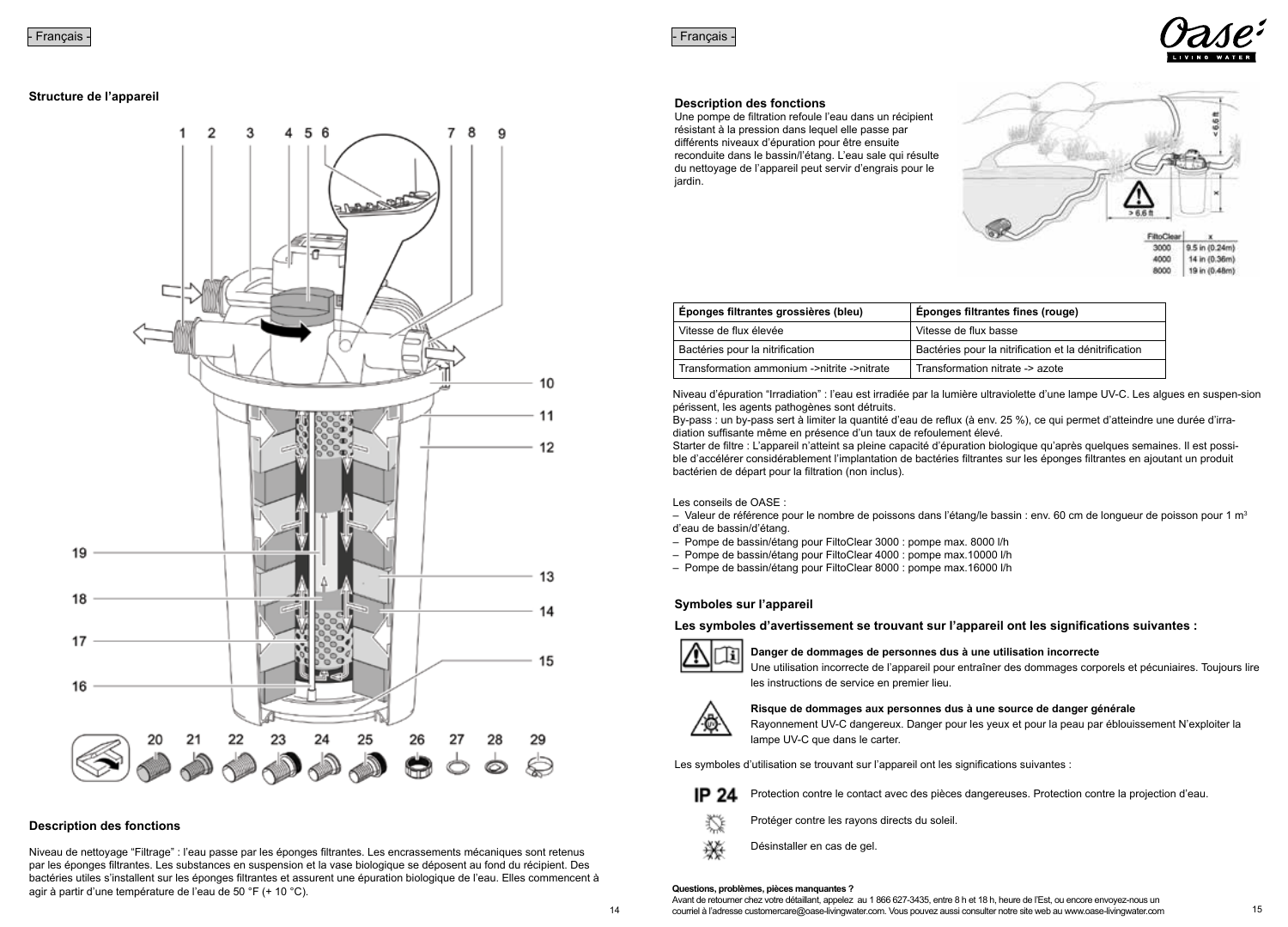## Structure de l'appareil

1 2 3 4 5 6 7 8 9

10

11

12

19

13

18

14

17

15

16

20 21 22 23 24 25 26 27 28 29

## Description des fonctions

Niveau de nettoyage "Filtrage" : l'eau passe par les éponges filtrantes. Les encrassements mécaniques sont retenus par les éponges filtrantes. Les substances en suspension et la vase biologique se déposent au fond du récipient. Des bactéries utiles s'installent sur les éponges filtrantes et assurent une épuration biologique de l'eau. Elles commencent à agir à partir d'une température de l'eau de 50 °F (+ 10 °C).

## Description des fonctions

Une pompe de filtration refoule l'eau dans un récipient résistant à la pression dans lequel elle passe par différents niveaux d'épuration pour être ensuite reconduite dans le bassin/l'étang. L'eau sale qui résulte du nettoyage de l'appareil peut servir d'engrais pour le jardin.

< 6.6 ft

> 6.6 ft

x

| FiltoClear | x |
|---|---|
| 3000 | 9.5 in (0.24m) |
| 4000 | 14 in (0.36m) |
| 8000 | 19 in (0.48m) |

| Éponges filtrantes grossières (bleu) | Éponges filtrantes fines (rouge) |
|---|---|
| Vitesse de flux élevée | Vitesse de flux basse |
| Bactéries pour la nitrification | Bactéries pour la nitrification et la dénitrification |
| Transformation ammonium ->nitrite ->nitrate | Transformation nitrate -> azote |

Niveau d'épuration "Irradiation" : l'eau est irradiée par la lumière ultraviolette d'une lampe UV-C. Les algues en suspen-sion périssent, les agents pathogènes sont détruits.
By-pass : un by-pass sert à limiter la quantité d'eau de reflux (à env. 25 %), ce qui permet d'atteindre une durée d'irradiation suffisante même en présence d'un taux de refoulement élevé.
Starter de filtre : L'appareil n'atteint sa pleine capacité d'épuration biologique qu'après quelques semaines. Il est possible d'accélérer considérablement l'implantation de bactéries filtrantes sur les éponges filtrantes en ajoutant un produit bactérien de départ pour la filtration (non inclus).

Les conseils de OASE :
- Valeur de référence pour le nombre de poissons dans l'étang/le bassin : env. 60 cm de longueur de poisson pour 1 m³ d'eau de bassin/d'étang.
- Pompe de bassin/étang pour FiltoClear 3000 : pompe max. 8000 l/h
- Pompe de bassin/étang pour FiltoClear 4000 : pompe max.10000 l/h
- Pompe de bassin/étang pour FiltoClear 8000 : pompe max.16000 l/h

## Symboles sur l'appareil

### Les symboles d'avertissement se trouvant sur l'appareil ont les significations suivantes :

**Danger de dommages de personnes dus à une utilisation incorrecte**
Une utilisation incorrecte de l'appareil pour entraîner des dommages corporels et pécuniaires. Toujours lire les instructions de service en premier lieu.

**Risque de dommages aux personnes dus à une source de danger générale**
Rayonnement UV-C dangereux. Danger pour les yeux et pour la peau par éblouissement N'exploiter la lampe UV-C que dans le carter.

Les symboles d'utilisation se trouvant sur l'appareil ont les significations suivantes :

**IP 24** Protection contre le contact avec des pièces dangereuses. Protection contre la projection d'eau.

Protéger contre les rayons directs du soleil.

Désinstaller en cas de gel.

**Questions, problèmes, pièces manquantes ?**
Avant de retourner chez votre détaillant, appelez au 1 866 627-3435, entre 8 h et 18 h, heure de l'Est, ou encore envoyez-nous un courriel à l'adresse customercare@oase-livingwater.com. Vous pouvez aussi consulter notre site web au www.oase-livingwater.com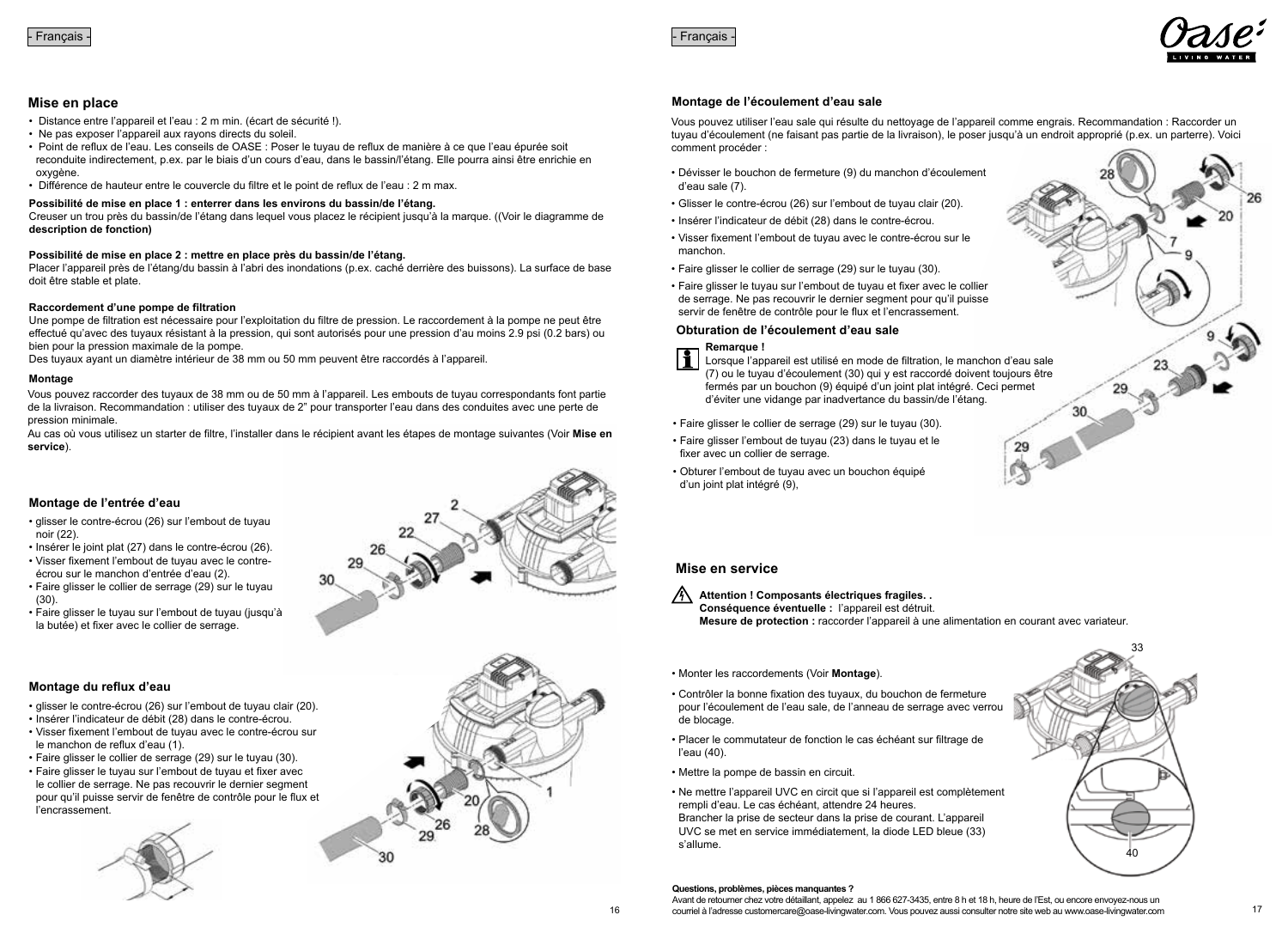## Mise en place

- Distance entre l'appareil et l'eau : 2 m min. (écart de sécurité !).
- Ne pas exposer l'appareil aux rayons directs du soleil.
- Point de reflux de l'eau. Les conseils de OASE : Poser le tuyau de reflux de manière à ce que l'eau épurée soit reconduite indirectement, p.ex. par le biais d'un cours d'eau, dans le bassin/l'étang. Elle pourra ainsi être enrichie en oxygène.
- Différence de hauteur entre le couvercle du filtre et le point de reflux de l'eau : 2 m max.

**Possibilité de mise en place 1 : enterrer dans les environs du bassin/de l'étang.**
Creuser un trou près du bassin/de l'étang dans lequel vous placez le récipient jusqu'à la marque. ((Voir le diagramme de **description de fonction)**

**Possibilité de mise en place 2 : mettre en place près du bassin/de l'étang.**
Placer l'appareil près de l'étang/du bassin à l'abri des inondations (p.ex. caché derrière des buissons). La surface de base doit être stable et plate.

**Raccordement d'une pompe de filtration**
Une pompe de filtration est nécessaire pour l'exploitation du filtre de pression. Le raccordement à la pompe ne peut être effectué qu'avec des tuyaux résistant à la pression, qui sont autorisés pour une pression d'au moins 2.9 psi (0.2 bars) ou bien pour la pression maximale de la pompe.
Des tuyaux ayant un diamètre intérieur de 38 mm ou 50 mm peuvent être raccordés à l'appareil.

**Montage**
Vous pouvez raccorder des tuyaux de 38 mm ou de 50 mm à l'appareil. Les embouts de tuyau correspondants font partie de la livraison. Recommandation : utiliser des tuyaux de 2" pour transporter l'eau dans des conduites avec une perte de pression minimale.
Au cas où vous utilisez un starter de filtre, l'installer dans le récipient avant les étapes de montage suivantes (Voir **Mise en service**).

### Montage de l'entrée d'eau

- glisser le contre-écrou (26) sur l'embout de tuyau noir (22).
- Insérer le joint plat (27) dans le contre-écrou (26).
- Visser fixement l'embout de tuyau avec le contre-écrou sur le manchon d'entrée d'eau (2).
- Faire glisser le collier de serrage (29) sur le tuyau (30).
- Faire glisser le tuyau sur l'embout de tuyau (jusqu'à la butée) et fixer avec le collier de serrage.

### Montage du reflux d'eau

- glisser le contre-écrou (26) sur l'embout de tuyau clair (20).
- Insérer l'indicateur de débit (28) dans le contre-écrou.
- Visser fixement l'embout de tuyau avec le contre-écrou sur le manchon de reflux d'eau (1).
- Faire glisser le collier de serrage (29) sur le tuyau (30).
- Faire glisser le tuyau sur l'embout de tuyau et fixer avec le collier de serrage. Ne pas recouvrir le dernier segment pour qu'il puisse servir de fenêtre de contrôle pour le flux et l'encrassement.

### Montage de l'écoulement d'eau sale

Vous pouvez utiliser l'eau sale qui résulte du nettoyage de l'appareil comme engrais. Recommandation : Raccorder un tuyau d'écoulement (ne faisant pas partie de la livraison), le poser jusqu'à un endroit approprié (p.ex. un parterre). Voici comment procéder :

- Dévisser le bouchon de fermeture (9) du manchon d'écoulement d'eau sale (7).
- Glisser le contre-écrou (26) sur l'embout de tuyau clair (20).
- Insérer l'indicateur de débit (28) dans le contre-écrou.
- Visser fixement l'embout de tuyau avec le contre-écrou sur le manchon.
- Faire glisser le collier de serrage (29) sur le tuyau (30).
- Faire glisser le tuyau sur l'embout de tuyau et fixer avec le collier de serrage. Ne pas recouvrir le dernier segment pour qu'il puisse servir de fenêtre de contrôle pour le flux et l'encrassement.

### Obturation de l'écoulement d'eau sale

**Remarque !**
Lorsque l'appareil est utilisé en mode de filtration, le manchon d'eau sale (7) ou le tuyau d'écoulement (30) qui y est raccordé doivent toujours être fermés par un bouchon (9) équipé d'un joint plat intégré. Ceci permet d'éviter une vidange par inadvertance du bassin/de l'étang.

- Faire glisser le collier de serrage (29) sur le tuyau (30).
- Faire glisser l'embout de tuyau (23) dans le tuyau et le fixer avec un collier de serrage.
- Obturer l'embout de tuyau avec un bouchon équipé d'un joint plat intégré (9),

## Mise en service

**Attention ! Composants électriques fragiles. .**
**Conséquence éventuelle :** l'appareil est détruit.
**Mesure de protection :** raccorder l'appareil à une alimentation en courant avec variateur.

- Monter les raccordements (Voir **Montage**).
- Contrôler la bonne fixation des tuyaux, du bouchon de fermeture pour l'écoulement de l'eau sale, de l'anneau de serrage avec verrou de blocage.
- Placer le commutateur de fonction le cas échéant sur filtrage de l'eau (40).
- Mettre la pompe de bassin en circuit.
- Ne mettre l'appareil UVC en circit que si l'appareil est complètement rempli d'eau. Le cas échéant, attendre 24 heures.
  Brancher la prise de secteur dans la prise de courant. L'appareil UVC se met en service immédiatement, la diode LED bleue (33) s'allume.

**Questions, problèmes, pièces manquantes ?**
Avant de retourner chez votre détaillant, appelez au 1 866 627-3435, entre 8 h et 18 h, heure de l'Est, ou encore envoyez-nous un courriel à l'adresse customercare@oase-livingwater.com. Vous pouvez aussi consulter notre site web au www.oase-livingwater.com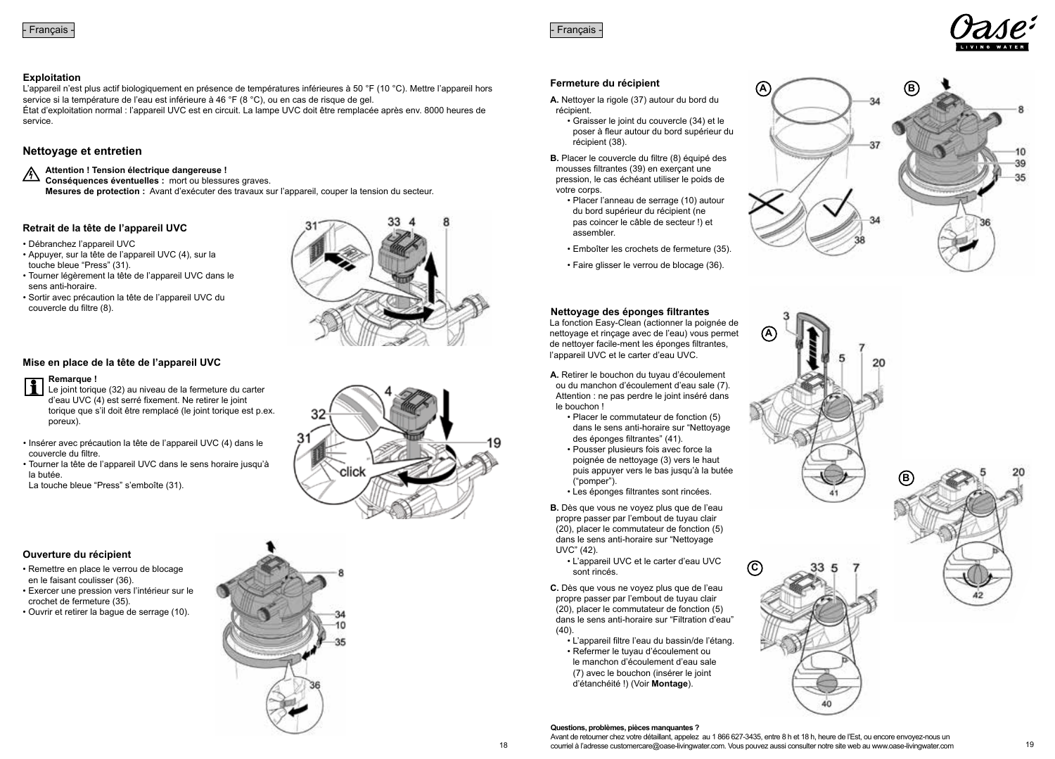## Exploitation

L'appareil n'est plus actif biologiquement en présence de températures inférieures à 50 °F (10 °C). Mettre l'appareil hors service si la température de l'eau est inférieure à 46 °F (8 °C), ou en cas de risque de gel.
État d'exploitation normal : l'appareil UVC est en circuit. La lampe UVC doit être remplacée après env. 8000 heures de service.

## Nettoyage et entretien

**Attention ! Tension électrique dangereuse !**
**Conséquences éventuelles :** mort ou blessures graves.
**Mesures de protection :** Avant d'exécuter des travaux sur l'appareil, couper la tension du secteur.

### Retrait de la tête de l'appareil UVC

- Débranchez l'appareil UVC
- Appuyer, sur la tête de l'appareil UVC (4), sur la touche bleue "Press" (31).
- Tourner légèrement la tête de l'appareil UVC dans le sens anti-horaire.
- Sortir avec précaution la tête de l'appareil UVC du couvercle du filtre (8).

### Mise en place de la tête de l'appareil UVC

**Remarque !**
Le joint torique (32) au niveau de la fermeture du carter d'eau UVC (4) est serré fixement. Ne retirer le joint torique que s'il doit être remplacé (le joint torique est p.ex. poreux).

- Insérer avec précaution la tête de l'appareil UVC (4) dans le couvercle du filtre.
- Tourner la tête de l'appareil UVC dans le sens horaire jusqu'à la butée.
  La touche bleue "Press" s'emboîte (31).

### Ouverture du récipient

- Remettre en place le verrou de blocage en le faisant coulisser (36).
- Exercer une pression vers l'intérieur sur le crochet de fermeture (35).
- Ouvrir et retirer la bague de serrage (10).

### Fermeture du récipient

**A.** Nettoyer la rigole (37) autour du bord du récipient.
- Graisser le joint du couvercle (34) et le poser à fleur autour du bord supérieur du récipient (38).

**B.** Placer le couvercle du filtre (8) équipé des mousses filtrantes (39) en exerçant une pression, le cas échéant utiliser le poids de votre corps.
- Placer l'anneau de serrage (10) autour du bord supérieur du récipient (ne pas coincer le câble de secteur !) et assembler.
- Emboîter les crochets de fermeture (35).
- Faire glisser le verrou de blocage (36).

### Nettoyage des éponges filtrantes

La fonction Easy-Clean (actionner la poignée de nettoyage et rinçage avec de l'eau) vous permet de nettoyer facile-ment les éponges filtrantes, l'appareil UVC et le carter d'eau UVC.

**A.** Retirer le bouchon du tuyau d'écoulement ou du manchon d'écoulement d'eau sale (7). Attention : ne pas perdre le joint inséré dans le bouchon !
- Placer le commutateur de fonction (5) dans le sens anti-horaire sur "Nettoyage des éponges filtrantes" (41).
- Pousser plusieurs fois avec force la poignée de nettoyage (3) vers le haut puis appuyer vers le bas jusqu'à la butée ("pomper").
- Les éponges filtrantes sont rincées.

**B.** Dès que vous ne voyez plus que de l'eau propre passer par l'embout de tuyau clair (20), placer le commutateur de fonction (5) dans le sens anti-horaire sur "Nettoyage UVC" (42).
- L'appareil UVC et le carter d'eau UVC sont rincés.

**C.** Dès que vous ne voyez plus que de l'eau propre passer par l'embout de tuyau clair (20), placer le commutateur de fonction (5) dans le sens anti-horaire sur "Filtration d'eau" (40).
- L'appareil filtre l'eau du bassin/de l'étang.
- Refermer le tuyau d'écoulement ou le manchon d'écoulement d'eau sale (7) avec le bouchon (insérer le joint d'étanchéité !) (Voir **Montage**).

**Questions, problèmes, pièces manquantes ?**
Avant de retourner chez votre détaillant, appelez au 1 866 627-3435, entre 8 h et 18 h, heure de l'Est, ou encore envoyez-nous un courriel à l'adresse customercare@oase-livingwater.com. Vous pouvez aussi consulter notre site web au www.oase-livingwater.com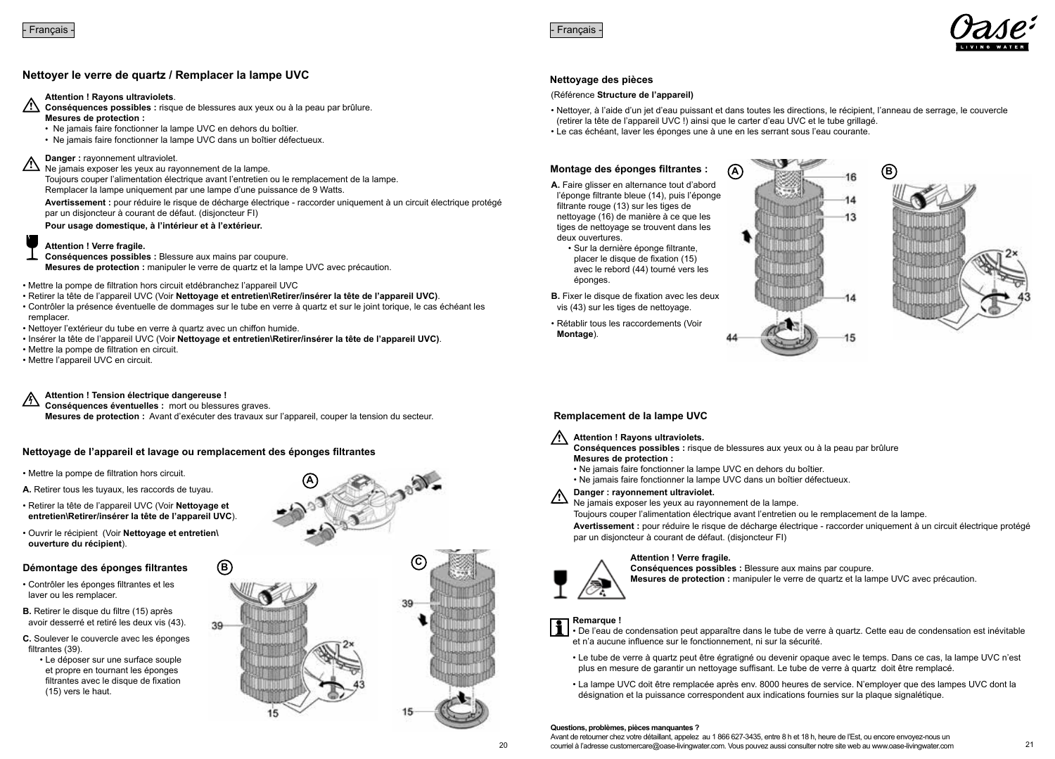## Nettoyer le verre de quartz / Remplacer la lampe UVC

**Attention ! Rayons ultraviolets**.
**Conséquences possibles :** risque de blessures aux yeux ou à la peau par brûlure.
**Mesures de protection :**
- Ne jamais faire fonctionner la lampe UVC en dehors du boîtier.
- Ne jamais faire fonctionner la lampe UVC dans un boîtier défectueux.

**Danger :** rayonnement ultraviolet.
Ne jamais exposer les yeux au rayonnement de la lampe.
Toujours couper l'alimentation électrique avant l'entretien ou le remplacement de la lampe.
Remplacer la lampe uniquement par une lampe d'une puissance de 9 Watts.

**Avertissement :** pour réduire le risque de décharge électrique - raccorder uniquement à un circuit électrique protégé par un disjoncteur à courant de défaut. (disjoncteur FI)

**Pour usage domestique, à l'intérieur et à l'extérieur.**

**Attention ! Verre fragile.**
**Conséquences possibles :** Blessure aux mains par coupure.
**Mesures de protection :** manipuler le verre de quartz et la lampe UVC avec précaution.

- Mettre la pompe de filtration hors circuit etdébranchez l'appareil UVC
- Retirer la tête de l'appareil UVC (Voir **Nettoyage et entretien\Retirer/insérer la tête de l'appareil UVC)**.
- Contrôler la présence éventuelle de dommages sur le tube en verre à quartz et sur le joint torique, le cas échéant les remplacer.
- Nettoyer l'extérieur du tube en verre à quartz avec un chiffon humide.
- Insérer la tête de l'appareil UVC (Voi**r Nettoyage et entretien\Retirer/insérer la tête de l'appareil UVC)**.
- Mettre la pompe de filtration en circuit.
- Mettre l'appareil UVC en circuit.

**Attention ! Tension électrique dangereuse !**
**Conséquences éventuelles :** mort ou blessures graves.
**Mesures de protection :** Avant d'exécuter des travaux sur l'appareil, couper la tension du secteur.

## Nettoyage de l'appareil et lavage ou remplacement des éponges filtrantes

- Mettre la pompe de filtration hors circuit.

**A.** Retirer tous les tuyaux, les raccords de tuyau.

- Retirer la tête de l'appareil UVC (Voir **Nettoyage et entretien\Retirer/insérer la tête de l'appareil UVC**).
- Ouvrir le récipient (Voir **Nettoyage et entretien\ ouverture du récipient**).

A

### Démontage des éponges filtrantes

- Contrôler les éponges filtrantes et les laver ou les remplacer.

**B.** Retirer le disque du filtre (15) après avoir desserré et retiré les deux vis (43).

**C.** Soulever le couvercle avec les éponges filtrantes (39).
- Le déposer sur une surface souple et propre en tournant les éponges filtrantes avec le disque de fixation (15) vers le haut.

B
39
2×
43
15

C
39
15

### Nettoyage des pièces

(Référence **Structure de l'appareil)**

- Nettoyer, à l'aide d'un jet d'eau puissant et dans toutes les directions, le récipient, l'anneau de serrage, le couvercle (retirer la tête de l'appareil UVC !) ainsi que le carter d'eau UVC et le tube grillagé.
- Le cas échéant, laver les éponges une à une en les serrant sous l'eau courante.

### Montage des éponges filtrantes :

**A.** Faire glisser en alternance tout d'abord l'éponge filtrante bleue (14), puis l'éponge filtrante rouge (13) sur les tiges de nettoyage (16) de manière à ce que les tiges de nettoyage se trouvent dans les deux ouvertures.
- Sur la dernière éponge filtrante, placer le disque de fixation (15) avec le rebord (44) tourné vers les éponges.

**B.** Fixer le disque de fixation avec les deux vis (43) sur les tiges de nettoyage.

- Rétablir tous les raccordements (Voir **Montage**).

A
16
14
13
14
44
15

B
2×
43

### Remplacement de la lampe UVC

**Attention ! Rayons ultraviolets.**
**Conséquences possibles :** risque de blessures aux yeux ou à la peau par brûlure
**Mesures de protection :**
- Ne jamais faire fonctionner la lampe UVC en dehors du boîtier.
- Ne jamais faire fonctionner la lampe UVC dans un boîtier défectueux.

**Danger : rayonnement ultraviolet.**
Ne jamais exposer les yeux au rayonnement de la lampe.
Toujours couper l'alimentation électrique avant l'entretien ou le remplacement de la lampe.

**Avertissement :** pour réduire le risque de décharge électrique - raccorder uniquement à un circuit électrique protégé par un disjoncteur à courant de défaut. (disjoncteur FI)

**Attention ! Verre fragile.**
**Conséquences possibles :** Blessure aux mains par coupure.
**Mesures de protection :** manipuler le verre de quartz et la lampe UVC avec précaution.

**Remarque !**
- De l'eau de condensation peut apparaître dans le tube de verre à quartz. Cette eau de condensation est inévitable et n'a aucune influence sur le fonctionnement, ni sur la sécurité.
- Le tube de verre à quartz peut être égratigné ou devenir opaque avec le temps. Dans ce cas, la lampe UVC n'est plus en mesure de garantir un nettoyage suffisant. Le tube de verre à quartz doit être remplacé.
- La lampe UVC doit être remplacée après env. 8000 heures de service. N'employer que des lampes UVC dont la désignation et la puissance correspondent aux indications fournies sur la plaque signalétique.

**Questions, problèmes, pièces manquantes ?**
Avant de retourner chez votre détaillant, appelez au 1 866 627-3435, entre 8 h et 18 h, heure de l'Est, ou encore envoyez-nous un courriel à l'adresse customercare@oase-livingwater.com. Vous pouvez aussi consulter notre site web au www.oase-livingwater.com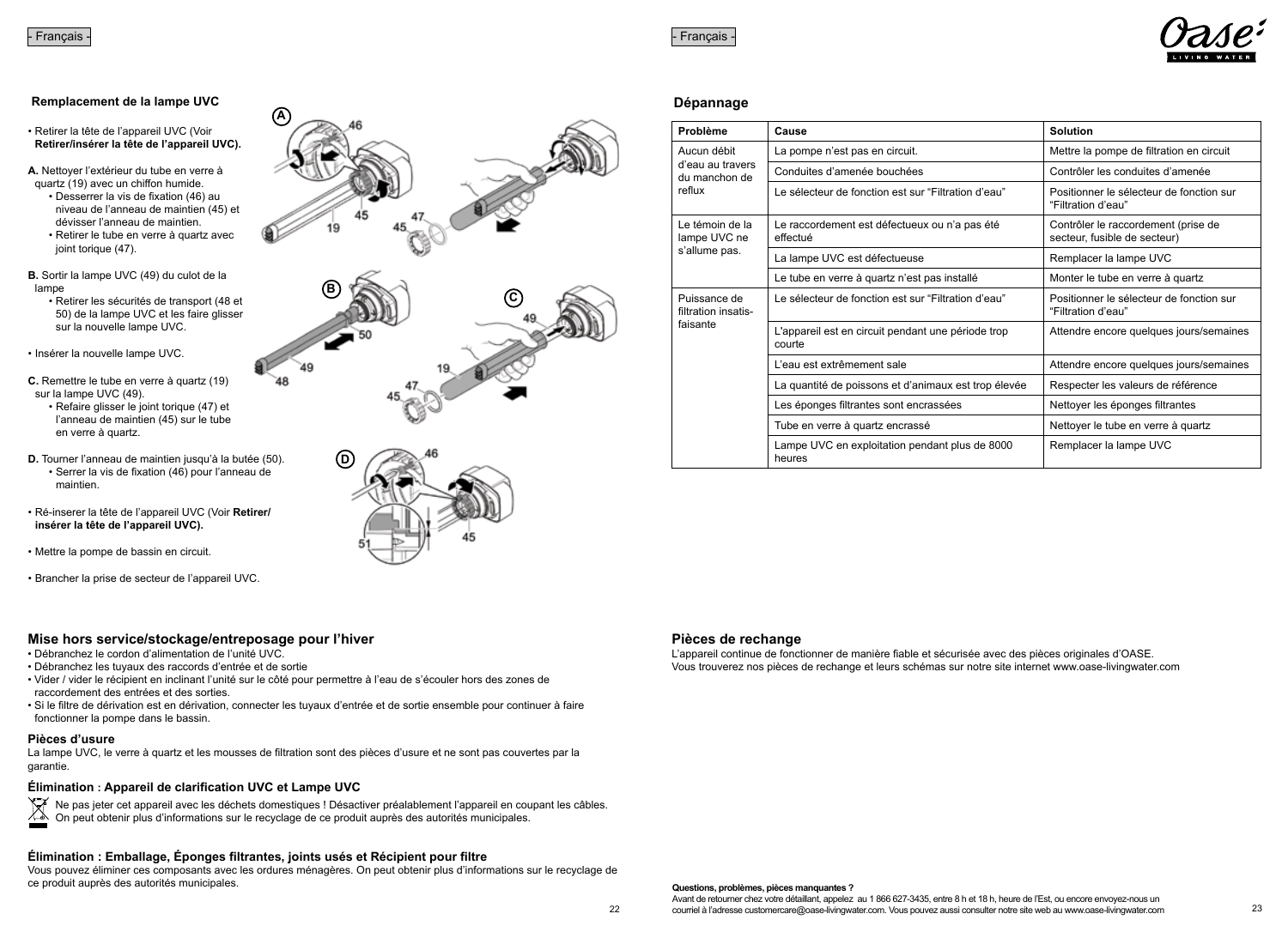### Remplacement de la lampe UVC

- Retirer la tête de l'appareil UVC (Voir **Retirer/insérer la tête de l'appareil UVC).**

**A.** Nettoyer l'extérieur du tube en verre à quartz (19) avec un chiffon humide.
- Desserrer la vis de fixation (46) au niveau de l'anneau de maintien (45) et dévisser l'anneau de maintien.
- Retirer le tube en verre à quartz avec joint torique (47).

**B.** Sortir la lampe UVC (49) du culot de la lampe
- Retirer les sécurités de transport (48 et 50) de la lampe UVC et les faire glisser sur la nouvelle lampe UVC.

- Insérer la nouvelle lampe UVC.

**C.** Remettre le tube en verre à quartz (19) sur la lampe UVC (49).
- Refaire glisser le joint torique (47) et l'anneau de maintien (45) sur le tube en verre à quartz.

**D.** Tourner l'anneau de maintien jusqu'à la butée (50).
- Serrer la vis de fixation (46) pour l'anneau de maintien.

- Ré-inserer la tête de l'appareil UVC (Voir **Retirer/ insérer la tête de l'appareil UVC).**
- Mettre la pompe de bassin en circuit.
- Brancher la prise de secteur de l'appareil UVC.

## Mise hors service/stockage/entreposage pour l'hiver

- Débranchez le cordon d'alimentation de l'unité UVC.
- Débranchez les tuyaux des raccords d'entrée et de sortie
- Vider / vider le récipient en inclinant l'unité sur le côté pour permettre à l'eau de s'écouler hors des zones de raccordement des entrées et des sorties.
- Si le filtre de dérivation est en dérivation, connecter les tuyaux d'entrée et de sortie ensemble pour continuer à faire fonctionner la pompe dans le bassin.

### Pièces d'usure

La lampe UVC, le verre à quartz et les mousses de filtration sont des pièces d'usure et ne sont pas couvertes par la garantie.

### Élimination : Appareil de clarification UVC et Lampe UVC

Ne pas jeter cet appareil avec les déchets domestiques ! Désactiver préalablement l'appareil en coupant les câbles. On peut obtenir plus d'informations sur le recyclage de ce produit auprès des autorités municipales.

### Élimination : Emballage, Éponges filtrantes, joints usés et Récipient pour filtre

Vous pouvez éliminer ces composants avec les ordures ménagères. On peut obtenir plus d'informations sur le recyclage de ce produit auprès des autorités municipales.

## Dépannage

| Problème | Cause | Solution |
|---|---|---|
| Aucun débit d'eau au travers du manchon de reflux | La pompe n'est pas en circuit. | Mettre la pompe de filtration en circuit |
| | Conduites d'amenée bouchées | Contrôler les conduites d'amenée |
| | Le sélecteur de fonction est sur "Filtration d'eau" | Positionner le sélecteur de fonction sur "Filtration d'eau" |
| Le témoin de la lampe UVC ne s'allume pas. | Le raccordement est défectueux ou n'a pas été effectué | Contrôler le raccordement (prise de secteur, fusible de secteur) |
| | La lampe UVC est défectueuse | Remplacer la lampe UVC |
| | Le tube en verre à quartz n'est pas installé | Monter le tube en verre à quartz |
| Puissance de filtration insatis-faisante | Le sélecteur de fonction est sur "Filtration d'eau" | Positionner le sélecteur de fonction sur "Filtration d'eau" |
| | L'appareil est en circuit pendant une période trop courte | Attendre encore quelques jours/semaines |
| | L'eau est extrêmement sale | Attendre encore quelques jours/semaines |
| | La quantité de poissons et d'animaux est trop élevée | Respecter les valeurs de référence |
| | Les éponges filtrantes sont encrassées | Nettoyer les éponges filtrantes |
| | Tube en verre à quartz encrassé | Nettoyer le tube en verre à quartz |
| | Lampe UVC en exploitation pendant plus de 8000 heures | Remplacer la lampe UVC |

## Pièces de rechange

L'appareil continue de fonctionner de manière fiable et sécurisée avec des pièces originales d'OASE.
Vous trouverez nos pièces de rechange et leurs schémas sur notre site internet www.oase-livingwater.com

**Questions, problèmes, pièces manquantes ?**
Avant de retourner chez votre détaillant, appelez au 1 866 627-3435, entre 8 h et 18 h, heure de l'Est, ou encore envoyez-nous un courriel à l'adresse customercare@oase-livingwater.com. Vous pouvez aussi consulter notre site web au www.oase-livingwater.com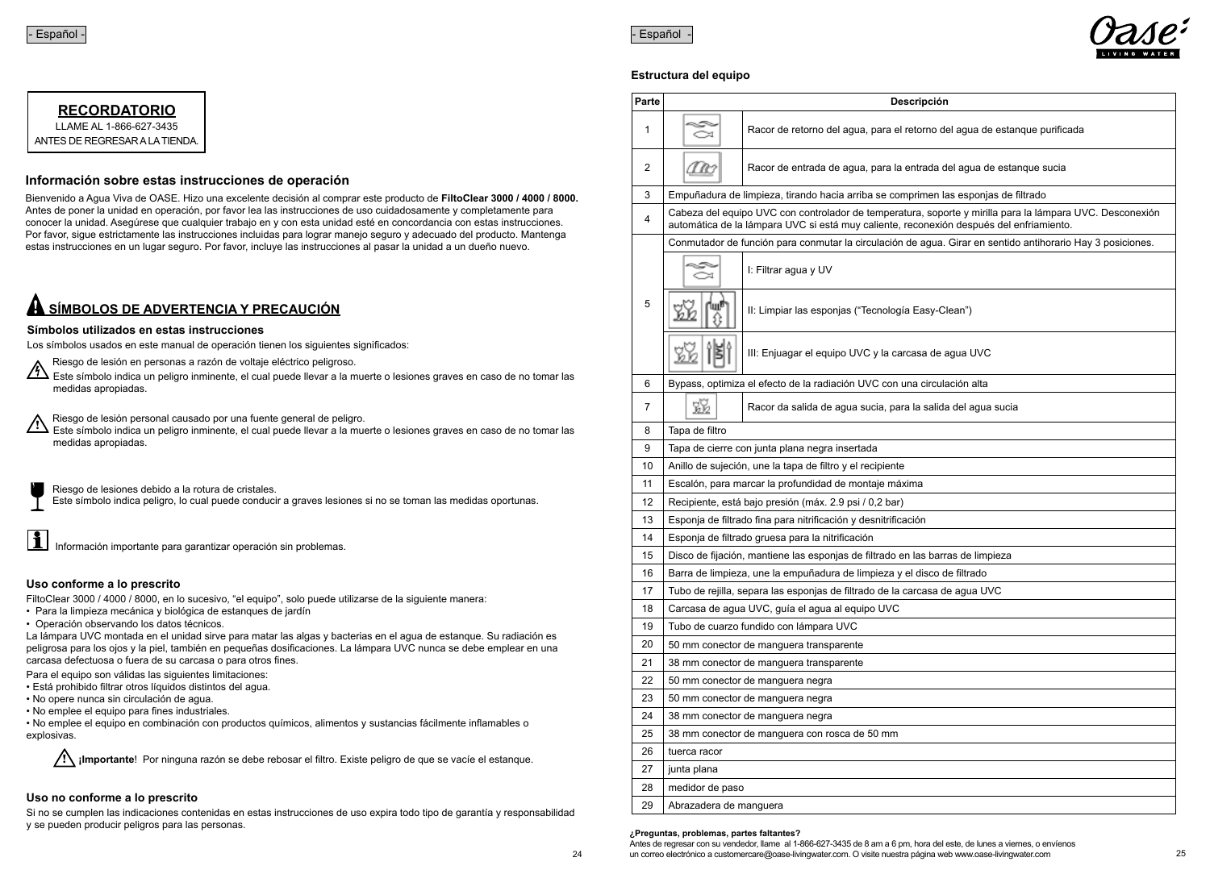**RECORDATORIO**

LLAME AL 1-866-627-3435
ANTES DE REGRESAR A LA TIENDA.

## Información sobre estas instrucciones de operación

Bienvenido a Agua Viva de OASE. Hizo una excelente decisión al comprar este producto de **FiltoClear 3000 / 4000 / 8000.** Antes de poner la unidad en operación, por favor lea las instrucciones de uso cuidadosamente y completamente para conocer la unidad. Asegúrese que cualquier trabajo en y con esta unidad esté en concordancia con estas instrucciones. Por favor, sigue estrictamente las instrucciones incluidas para lograr manejo seguro y adecuado del producto. Mantenga estas instrucciones en un lugar seguro. Por favor, incluye las instrucciones al pasar la unidad a un dueño nuevo.

## SÍMBOLOS DE ADVERTENCIA Y PRECAUCIÓN

### Símbolos utilizados en estas instrucciones

Los símbolos usados en este manual de operación tienen los siguientes significados:

Riesgo de lesión en personas a razón de voltaje eléctrico peligroso.
Este símbolo indica un peligro inminente, el cual puede llevar a la muerte o lesiones graves en caso de no tomar las medidas apropiadas.

Riesgo de lesión personal causado por una fuente general de peligro.
Este símbolo indica un peligro inminente, el cual puede llevar a la muerte o lesiones graves en caso de no tomar las medidas apropiadas.

Riesgo de lesiones debido a la rotura de cristales.
Este símbolo indica peligro, lo cual puede conducir a graves lesiones si no se toman las medidas oportunas.

Información importante para garantizar operación sin problemas.

### Uso conforme a lo prescrito

FiltoClear 3000 / 4000 / 8000, en lo sucesivo, "el equipo", solo puede utilizarse de la siguiente manera:

- Para la limpieza mecánica y biológica de estanques de jardín
- Operación observando los datos técnicos.

La lámpara UVC montada en el unidad sirve para matar las algas y bacterias en el agua de estanque. Su radiación es peligrosa para los ojos y la piel, también en pequeñas dosificaciones. La lámpara UVC nunca se debe emplear en una carcasa defectuosa o fuera de su carcasa o para otros fines.

Para el equipo son válidas las siguientes limitaciones:

- Está prohibido filtrar otros líquidos distintos del agua.
- No opere nunca sin circulación de agua.
- No emplee el equipo para fines industriales.
- No emplee el equipo en combinación con productos químicos, alimentos y sustancias fácilmente inflamables o explosivas.

**¡Importante**! Por ninguna razón se debe rebosar el filtro. Existe peligro de que se vacíe el estanque.

### Uso no conforme a lo prescrito

Si no se cumplen las indicaciones contenidas en estas instrucciones de uso expira todo tipo de garantía y responsabilidad y se pueden producir peligros para las personas.

### Estructura del equipo

| Parte | Descripción |
|---|---|
| 1 | Racor de retorno del agua, para el retorno del agua de estanque purificada |
| 2 | Racor de entrada de agua, para la entrada del agua de estanque sucia |
| 3 | Empuñadura de limpieza, tirando hacia arriba se comprimen las esponjas de filtrado |
| 4 | Cabeza del equipo UVC con controlador de temperatura, soporte y mirilla para la lámpara UVC. Desconexión automática de la lámpara UVC si está muy caliente, reconexión después del enfriamiento. |
| 5 | Conmutador de función para conmutar la circulación de agua. Girar en sentido antihorario Hay 3 posiciones. |
| | I: Filtrar agua y UV |
| | II: Limpiar las esponjas ("Tecnología Easy-Clean") |
| | III: Enjuagar el equipo UVC y la carcasa de agua UVC |
| 6 | Bypass, optimiza el efecto de la radiación UVC con una circulación alta |
| 7 | Racor da salida de agua sucia, para la salida del agua sucia |
| 8 | Tapa de filtro |
| 9 | Tapa de cierre con junta plana negra insertada |
| 10 | Anillo de sujeción, une la tapa de filtro y el recipiente |
| 11 | Escalón, para marcar la profundidad de montaje máxima |
| 12 | Recipiente, está bajo presión (máx. 2.9 psi / 0,2 bar) |
| 13 | Esponja de filtrado fina para nitrificación y desnitrificación |
| 14 | Esponja de filtrado gruesa para la nitrificación |
| 15 | Disco de fijación, mantiene las esponjas de filtrado en las barras de limpieza |
| 16 | Barra de limpieza, une la empuñadura de limpieza y el disco de filtrado |
| 17 | Tubo de rejilla, separa las esponjas de filtrado de la carcasa de agua UVC |
| 18 | Carcasa de agua UVC, guía el agua al equipo UVC |
| 19 | Tubo de cuarzo fundido con lámpara UVC |
| 20 | 50 mm conector de manguera transparente |
| 21 | 38 mm conector de manguera transparente |
| 22 | 50 mm conector de manguera negra |
| 23 | 50 mm conector de manguera negra |
| 24 | 38 mm conector de manguera negra |
| 25 | 38 mm conector de manguera con rosca de 50 mm |
| 26 | tuerca racor |
| 27 | junta plana |
| 28 | medidor de paso |
| 29 | Abrazadera de manguera |

**¿Preguntas, problemas, partes faltantes?**
Antes de regresar con su vendedor, llame al 1-866-627-3435 de 8 am a 6 pm, hora del este, de lunes a viernes, o envíenos un correo electrónico a customercare@oase-livingwater.com. O visite nuestra página web www.oase-livingwater.com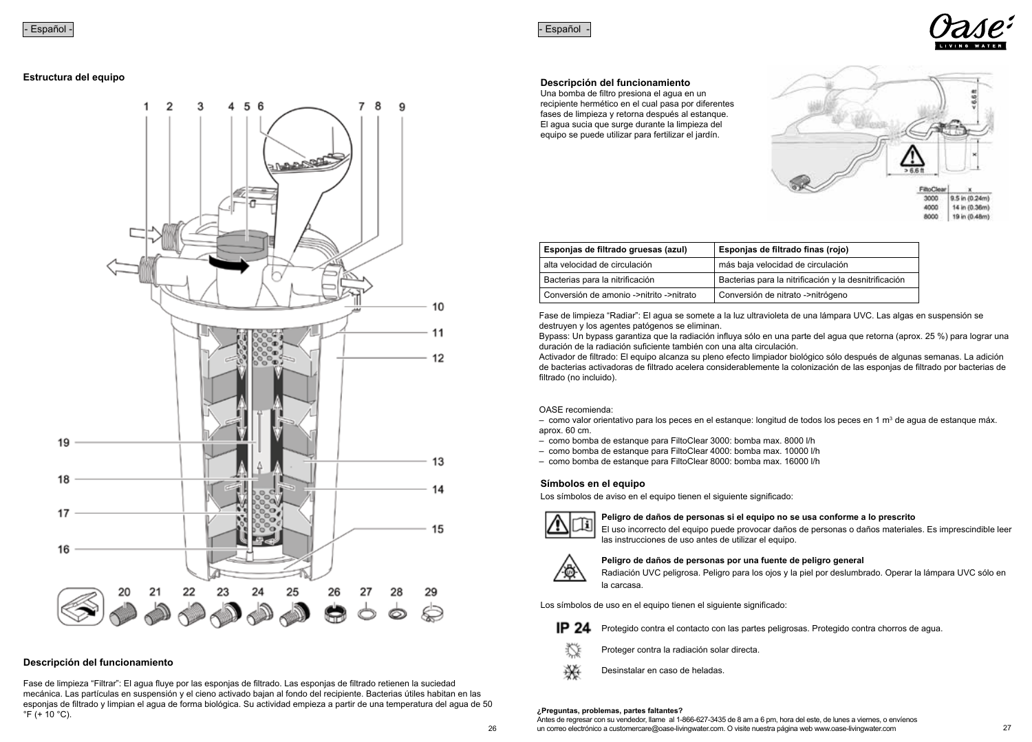## Estructura del equipo

1 2 3 4 5 6 7 8 9

10

11

12

13

14

15

16

17

18

19

20 21 22 23 24 25 26 27 28 29

## Descripción del funcionamiento

Fase de limpieza "Filtrar": El agua fluye por las esponjas de filtrado. Las esponjas de filtrado retienen la suciedad mecánica. Las partículas en suspensión y el cieno activado bajan al fondo del recipiente. Bacterias útiles habitan en las esponjas de filtrado y limpian el agua de forma biológica. Su actividad empieza a partir de una temperatura del agua de 50 °F (+ 10 °C).

## Descripción del funcionamiento

Una bomba de filtro presiona el agua en un recipiente hermético en el cual pasa por diferentes fases de limpieza y retorna después al estanque. El agua sucia que surge durante la limpieza del equipo se puede utilizar para fertilizar el jardín.

< 6.6 ft

> 6.6 ft

x

| FiltoClear | x |
|---|---|
| 3000 | 9.5 in (0.24m) |
| 4000 | 14 in (0.36m) |
| 8000 | 19 in (0.48m) |

| Esponjas de filtrado gruesas (azul) | Esponjas de filtrado finas (rojo) |
|---|---|
| alta velocidad de circulación | más baja velocidad de circulación |
| Bacterias para la nitrificación | Bacterias para la nitrificación y la desnitrificación |
| Conversión de amonio ->nitrito ->nitrato | Conversión de nitrato ->nitrógeno |

Fase de limpieza "Radiar": El agua se somete a la luz ultravioleta de una lámpara UVC. Las algas en suspensión se destruyen y los agentes patógenos se eliminan.
Bypass: Un bypass garantiza que la radiación influya sólo en una parte del agua que retorna (aprox. 25 %) para lograr una duración de la radiación suficiente también con una alta circulación.
Activador de filtrado: El equipo alcanza su pleno efecto limpiador biológico sólo después de algunas semanas. La adición de bacterias activadoras de filtrado acelera considerablemente la colonización de las esponjas de filtrado por bacterias de filtrado (no incluido).

OASE recomienda:
– como valor orientativo para los peces en el estanque: longitud de todos los peces en 1 m³ de agua de estanque máx. aprox. 60 cm.
– como bomba de estanque para FiltoClear 3000: bomba max. 8000 l/h
– como bomba de estanque para FiltoClear 4000: bomba max. 10000 l/h
– como bomba de estanque para FiltoClear 8000: bomba max. 16000 l/h

### Símbolos en el equipo

Los símbolos de aviso en el equipo tienen el siguiente significado:

**Peligro de daños de personas si el equipo no se usa conforme a lo prescrito**
El uso incorrecto del equipo puede provocar daños de personas o daños materiales. Es imprescindible leer las instrucciones de uso antes de utilizar el equipo.

**Peligro de daños de personas por una fuente de peligro general**
Radiación UVC peligrosa. Peligro para los ojos y la piel por deslumbrado. Operar la lámpara UVC sólo en la carcasa.

Los símbolos de uso en el equipo tienen el siguiente significado:

IP 24 Protegido contra el contacto con las partes peligrosas. Protegido contra chorros de agua.

Proteger contra la radiación solar directa.

Desinstalar en caso de heladas.

**¿Preguntas, problemas, partes faltantes?**
Antes de regresar con su vendedor, llame al 1-866-627-3435 de 8 am a 6 pm, hora del este, de lunes a viernes, o envíenos un correo electrónico a customercare@oase-livingwater.com. O visite nuestra página web www.oase-livingwater.com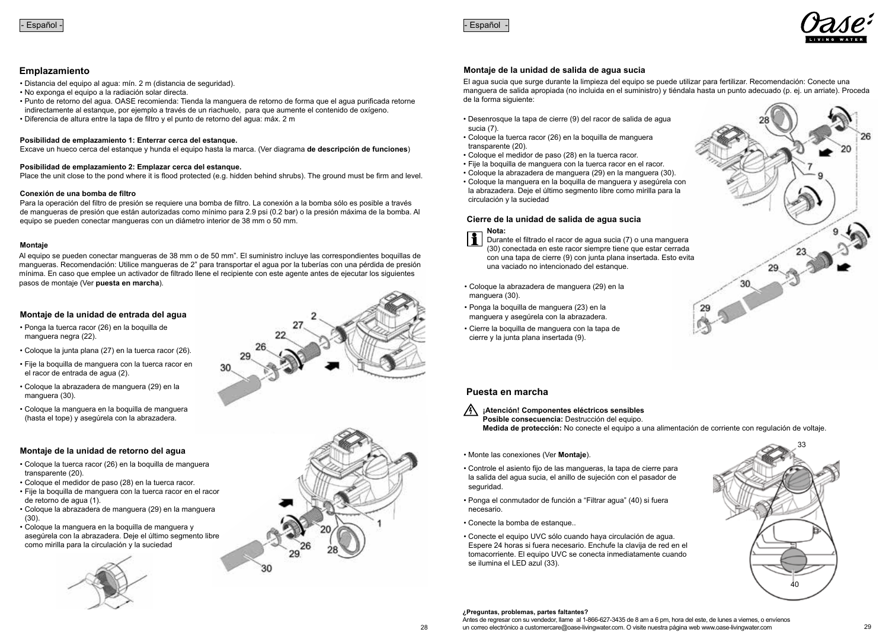## Emplazamiento

- Distancia del equipo al agua: mín. 2 m (distancia de seguridad).
- No exponga el equipo a la radiación solar directa.
- Punto de retorno del agua. OASE recomienda: Tienda la manguera de retorno de forma que el agua purificada retorne indirectamente al estanque, por ejemplo a través de un riachuelo, para que aumente el contenido de oxígeno.
- Diferencia de altura entre la tapa de filtro y el punto de retorno del agua: máx. 2 m

**Posibilidad de emplazamiento 1: Enterrar cerca del estanque.**
Excave un hueco cerca del estanque y hunda el equipo hasta la marca. (Ver diagrama **de descripción de funciones**)

**Posibilidad de emplazamiento 2: Emplazar cerca del estanque.**
Place the unit close to the pond where it is flood protected (e.g. hidden behind shrubs). The ground must be firm and level.

**Conexión de una bomba de filtro**
Para la operación del filtro de presión se requiere una bomba de filtro. La conexión a la bomba sólo es posible a través de mangueras de presión que están autorizadas como mínimo para 2.9 psi (0.2 bar) o la presión máxima de la bomba. Al equipo se pueden conectar mangueras con un diámetro interior de 38 mm o 50 mm.

**Montaje**
Al equipo se pueden conectar mangueras de 38 mm o de 50 mm". El suministro incluye las correspondientes boquillas de mangueras. Recomendación: Utilice mangueras de 2" para transportar el agua por la tuberías con una pérdida de presión mínima. En caso que emplee un activador de filtrado llene el recipiente con este agente antes de ejecutar los siguientes pasos de montaje (Ver **puesta en marcha**).

### Montaje de la unidad de entrada del agua

- Ponga la tuerca racor (26) en la boquilla de manguera negra (22).
- Coloque la junta plana (27) en la tuerca racor (26).
- Fije la boquilla de manguera con la tuerca racor en el racor de entrada de agua (2).
- Coloque la abrazadera de manguera (29) en la manguera (30).
- Coloque la manguera en la boquilla de manguera (hasta el tope) y asegúrela con la abrazadera.

30
29
26
22
27
2

### Montaje de la unidad de retorno del agua

- Coloque la tuerca racor (26) en la boquilla de manguera transparente (20).
- Coloque el medidor de paso (28) en la tuerca racor.
- Fije la boquilla de manguera con la tuerca racor en el racor de retorno de agua (1).
- Coloque la abrazadera de manguera (29) en la manguera (30).
- Coloque la manguera en la boquilla de manguera y asegúrela con la abrazadera. Deje el último segmento libre como mirilla para la circulación y la suciedad

20
1
26
28
29
30

### Montaje de la unidad de salida de agua sucia

El agua sucia que surge durante la limpieza del equipo se puede utilizar para fertilizar. Recomendación: Conecte una manguera de salida apropiada (no incluida en el suministro) y tiéndala hasta un punto adecuado (p. ej. un arriate). Proceda de la forma siguiente:

- Desenrosque la tapa de cierre (9) del racor de salida de agua sucia (7).
- Coloque la tuerca racor (26) en la boquilla de manguera transparente (20).
- Coloque el medidor de paso (28) en la tuerca racor.
- Fije la boquilla de manguera con la tuerca racor en el racor.
- Coloque la abrazadera de manguera (29) en la manguera (30).
- Coloque la manguera en la boquilla de manguera y asegúrela con la abrazadera. Deje el último segmento libre como mirilla para la circulación y la suciedad

28
26
20
7
9

### Cierre de la unidad de salida de agua sucia

**Nota:**
Durante el filtrado el racor de agua sucia (7) o una manguera (30) conectada en este racor siempre tiene que estar cerrada con una tapa de cierre (9) con junta plana insertada. Esto evita una vaciado no intencionado del estanque.

- Coloque la abrazadera de manguera (29) en la manguera (30).
- Ponga la boquilla de manguera (23) en la manguera y asegúrela con la abrazadera.
- Cierre la boquilla de manguera con la tapa de cierre y la junta plana insertada (9).

9
23
29
30
29

## Puesta en marcha

**¡Atención! Componentes eléctricos sensibles**
**Posible consecuencia:** Destrucción del equipo.
**Medida de protección:** No conecte el equipo a una alimentación de corriente con regulación de voltaje.

- Monte las conexiones (Ver **Montaje**).
- Controle el asiento fijo de las mangueras, la tapa de cierre para la salida del agua sucia, el anillo de sujeción con el pasador de seguridad.
- Ponga el conmutador de función a "Filtrar agua" (40) si fuera necesario.
- Conecte la bomba de estanque..
- Conecte el equipo UVC sólo cuando haya circulación de agua. Espere 24 horas si fuera necesario. Enchufe la clavija de red en el tomacorriente. El equipo UVC se conecta inmediatamente cuando se ilumina el LED azul (33).

33
40

**¿Preguntas, problemas, partes faltantes?**
Antes de regresar con su vendedor, llame al 1-866-627-3435 de 8 am a 6 pm, hora del este, de lunes a viernes, o envíenos un correo electrónico a customercare@oase-livingwater.com. O visite nuestra página web www.oase-livingwater.com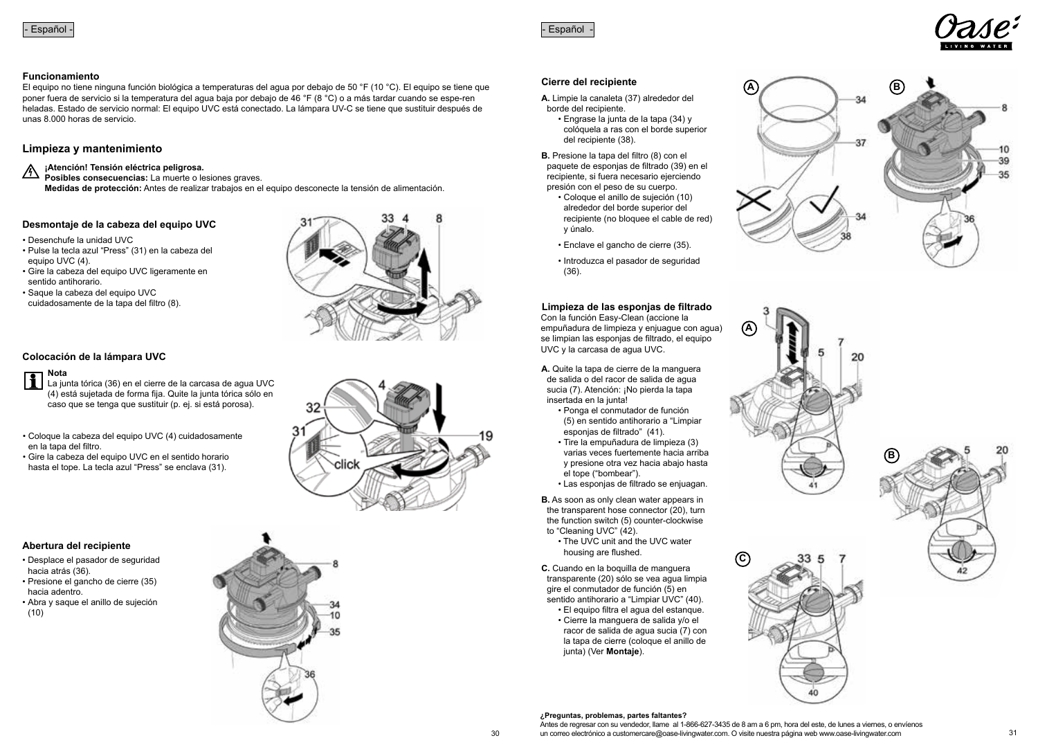### Funcionamiento

El equipo no tiene ninguna función biológica a temperaturas del agua por debajo de 50 °F (10 °C). El equipo se tiene que poner fuera de servicio si la temperatura del agua baja por debajo de 46 °F (8 °C) o a más tardar cuando se espe-ren heladas. Estado de servicio normal: El equipo UVC está conectado. La lámpara UV-C se tiene que sustituir después de unas 8.000 horas de servicio.

## Limpieza y mantenimiento

**¡Atención! Tensión eléctrica peligrosa.**
**Posibles consecuencias:** La muerte o lesiones graves.
**Medidas de protección:** Antes de realizar trabajos en el equipo desconecte la tensión de alimentación.

### Desmontaje de la cabeza del equipo UVC

- Desenchufe la unidad UVC
- Pulse la tecla azul “Press” (31) en la cabeza del equipo UVC (4).
- Gire la cabeza del equipo UVC ligeramente en sentido antihorario.
- Saque la cabeza del equipo UVC cuidadosamente de la tapa del filtro (8).

### Colocación de la lámpara UVC

**Nota**
La junta tórica (36) en el cierre de la carcasa de agua UVC (4) está sujetada de forma fija. Quite la junta tórica sólo en caso que se tenga que sustituir (p. ej. si está porosa).

- Coloque la cabeza del equipo UVC (4) cuidadosamente en la tapa del filtro.
- Gire la cabeza del equipo UVC en el sentido horario hasta el tope. La tecla azul “Press” se enclava (31).

### Abertura del recipiente

- Desplace el pasador de seguridad hacia atrás (36).
- Presione el gancho de cierre (35) hacia adentro.
- Abra y saque el anillo de sujeción (10)

### Cierre del recipiente

**A.** Limpie la canaleta (37) alrededor del borde del recipiente.
- Engrase la junta de la tapa (34) y colóquela a ras con el borde superior del recipiente (38).

**B.** Presione la tapa del filtro (8) con el paquete de esponjas de filtrado (39) en el recipiente, si fuera necesario ejerciendo presión con el peso de su cuerpo.
- Coloque el anillo de sujeción (10) alrededor del borde superior del recipiente (no bloquee el cable de red) y únalo.
- Enclave el gancho de cierre (35).
- Introduzca el pasador de seguridad (36).

### Limpieza de las esponjas de filtrado

Con la función Easy-Clean (accione la empuñadura de limpieza y enjuague con agua) se limpian las esponjas de filtrado, el equipo UVC y la carcasa de agua UVC.

**A.** Quite la tapa de cierre de la manguera de salida o del racor de salida de agua sucia (7). Atención: ¡No pierda la tapa insertada en la junta!
- Ponga el conmutador de función (5) en sentido antihorario a “Limpiar esponjas de filtrado” (41).
- Tire la empuñadura de limpieza (3) varias veces fuertemente hacia arriba y presione otra vez hacia abajo hasta el tope (“bombear”).
- Las esponjas de filtrado se enjuagan.

**B.** As soon as only clean water appears in the transparent hose connector (20), turn the function switch (5) counter-clockwise to “Cleaning UVC” (42).
- The UVC unit and the UVC water housing are flushed.

**C.** Cuando en la boquilla de manguera transparente (20) sólo se vea agua limpia gire el conmutador de función (5) en sentido antihorario a “Limpiar UVC” (40).
- El equipo filtra el agua del estanque.
- Cierre la manguera de salida y/o el racor de salida de agua sucia (7) con la tapa de cierre (coloque el anillo de junta) (Ver **Montaje**).

**¿Preguntas, problemas, partes faltantes?**
Antes de regresar con su vendedor, llame al 1-866-627-3435 de 8 am a 6 pm, hora del este, de lunes a viernes, o envíenos un correo electrónico a customercare@oase-livingwater.com. O visite nuestra página web www.oase-livingwater.com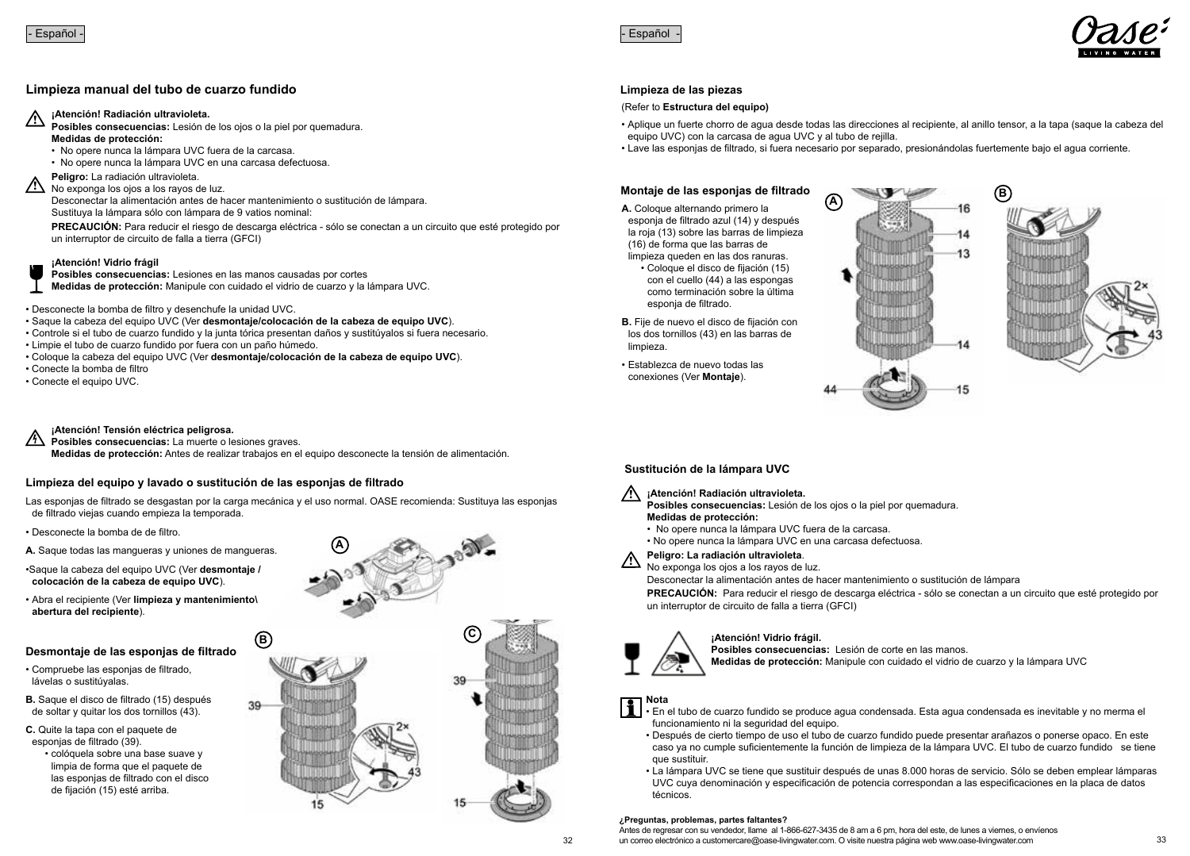## Limpieza manual del tubo de cuarzo fundido

**¡Atención! Radiación ultravioleta.**
**Posibles consecuencias:** Lesión de los ojos o la piel por quemadura.
**Medidas de protección:**
- No opere nunca la lámpara UVC fuera de la carcasa.
- No opere nunca la lámpara UVC en una carcasa defectuosa.

**Peligro:** La radiación ultravioleta.
No exponga los ojos a los rayos de luz.
Desconectar la alimentación antes de hacer mantenimiento o sustitución de lámpara.
Sustituya la lámpara sólo con lámpara de 9 vatios nominal:

**PRECAUCIÓN:** Para reducir el riesgo de descarga eléctrica - sólo se conectan a un circuito que esté protegido por un interruptor de circuito de falla a tierra (GFCI)

**¡Atención! Vidrio frágil**
**Posibles consecuencias:** Lesiones en las manos causadas por cortes
**Medidas de protección:** Manipule con cuidado el vidrio de cuarzo y la lámpara UVC.

- Desconecte la bomba de filtro y desenchufe la unidad UVC.
- Saque la cabeza del equipo UVC (Ver **desmontaje/colocación de la cabeza de equipo UVC**).
- Controle si el tubo de cuarzo fundido y la junta tórica presentan daños y sustitúyalos si fuera necesario.
- Limpie el tubo de cuarzo fundido por fuera con un paño húmedo.
- Coloque la cabeza del equipo UVC (Ver **desmontaje/colocación de la cabeza de equipo UVC**).
- Conecte la bomba de filtro
- Conecte el equipo UVC.

**¡Atención! Tensión eléctrica peligrosa.**
**Posibles consecuencias:** La muerte o lesiones graves.
**Medidas de protección:** Antes de realizar trabajos en el equipo desconecte la tensión de alimentación.

### Limpieza del equipo y lavado o sustitución de las esponjas de filtrado

Las esponjas de filtrado se desgastan por la carga mecánica y el uso normal. OASE recomienda: Sustituya las esponjas de filtrado viejas cuando empieza la temporada.

- Desconecte la bomba de de filtro.

**A.** Saque todas las mangueras y uniones de mangueras.

- Saque la cabeza del equipo UVC (Ver **desmontaje / colocación de la cabeza de equipo UVC**).
- Abra el recipiente (Ver **limpieza y mantenimiento\ abertura del recipiente**).

### Desmontaje de las esponjas de filtrado

- Compruebe las esponjas de filtrado, lávelas o sustitúyalas.

**B.** Saque el disco de filtrado (15) después de soltar y quitar los dos tornillos (43).

**C.** Quite la tapa con el paquete de esponjas de filtrado (39).
- colóquela sobre una base suave y limpia de forma que el paquete de las esponjas de filtrado con el disco de fijación (15) esté arriba.

### Limpieza de las piezas

(Refer to **Estructura del equipo)**

- Aplique un fuerte chorro de agua desde todas las direcciones al recipiente, al anillo tensor, a la tapa (saque la cabeza del equipo UVC) con la carcasa de agua UVC y al tubo de rejilla.
- Lave las esponjas de filtrado, si fuera necesario por separado, presionándolas fuertemente bajo el agua corriente.

### Montaje de las esponjas de filtrado

**A.** Coloque alternando primero la esponja de filtrado azul (14) y después la roja (13) sobre las barras de limpieza (16) de forma que las barras de limpieza queden en las dos ranuras.
- Coloque el disco de fijación (15) con el cuello (44) a las espongas como terminación sobre la última esponja de filtrado.

**B.** Fije de nuevo el disco de fijación con los dos tornillos (43) en las barras de limpieza.

- Establezca de nuevo todas las conexiones (Ver **Montaje**).

### Sustitución de la lámpara UVC

**¡Atención! Radiación ultravioleta.**
**Posibles consecuencias:** Lesión de los ojos o la piel por quemadura.
**Medidas de protección:**
- No opere nunca la lámpara UVC fuera de la carcasa.
- No opere nunca la lámpara UVC en una carcasa defectuosa.

**Peligro: La radiación ultravioleta**.
No exponga los ojos a los rayos de luz.
Desconectar la alimentación antes de hacer mantenimiento o sustitución de lámpara

**PRECAUCIÓN:** Para reducir el riesgo de descarga eléctrica - sólo se conectan a un circuito que esté protegido por un interruptor de circuito de falla a tierra (GFCI)

**¡Atención! Vidrio frágil.**
**Posibles consecuencias:** Lesión de corte en las manos.
**Medidas de protección:** Manipule con cuidado el vidrio de cuarzo y la lámpara UVC

**Nota**
- En el tubo de cuarzo fundido se produce agua condensada. Esta agua condensada es inevitable y no merma el funcionamiento ni la seguridad del equipo.
- Después de cierto tiempo de uso el tubo de cuarzo fundido puede presentar arañazos o ponerse opaco. En este caso ya no cumple suficientemente la función de limpieza de la lámpara UVC. El tubo de cuarzo fundido se tiene que sustituir.
- La lámpara UVC se tiene que sustituir después de unas 8.000 horas de servicio. Sólo se deben emplear lámparas UVC cuya denominación y especificación de potencia correspondan a las especificaciones en la placa de datos técnicos.

**¿Preguntas, problemas, partes faltantes?**
Antes de regresar con su vendedor, llame al 1-866-627-3435 de 8 am a 6 pm, hora del este, de lunes a viernes, o envíenos un correo electrónico a customercare@oase-livingwater.com. O visite nuestra página web www.oase-livingwater.com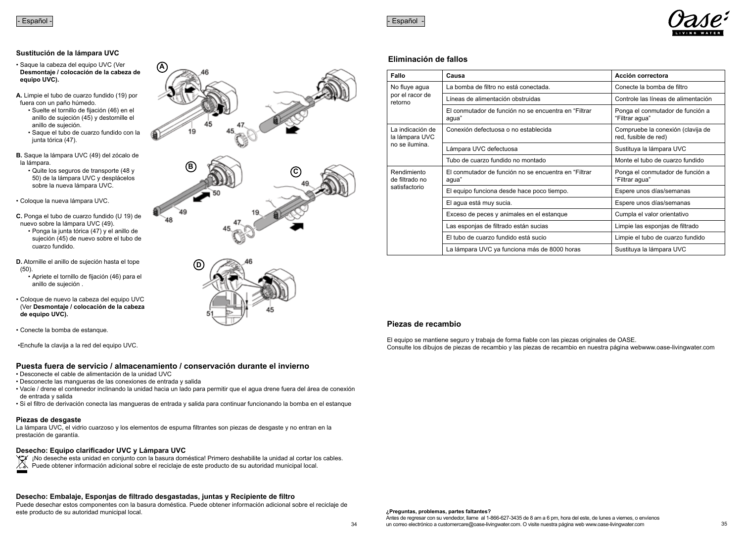## Sustitución de la lámpara UVC

- Saque la cabeza del equipo UVC (Ver **Desmontaje / colocación de la cabeza de equipo UVC).**

**A.** Limpie el tubo de cuarzo fundido (19) por fuera con un paño húmedo.
- Suelte el tornillo de fijación (46) en el anillo de sujeción (45) y destornille el anillo de sujeción.
- Saque el tubo de cuarzo fundido con la junta tórica (47).

**B.** Saque la lámpara UVC (49) del zócalo de la lámpara.
- Quite los seguros de transporte (48 y 50) de la lámpara UVC y desplácelos sobre la nueva lámpara UVC.

- Coloque la nueva lámpara UVC.

**C.** Ponga el tubo de cuarzo fundido (U 19) de nuevo sobre la lámpara UVC (49).
- Ponga la junta tórica (47) y el anillo de sujeción (45) de nuevo sobre el tubo de cuarzo fundido.

**D.** Atornille el anillo de sujeción hasta el tope (50).
- Apriete el tornillo de fijación (46) para el anillo de sujeción .

- Coloque de nuevo la cabeza del equipo UVC (Ver **Desmontaje / colocación de la cabeza de equipo UVC).**

- Conecte la bomba de estanque.

- Enchufe la clavija a la red del equipo UVC.

## Puesta fuera de servicio / almacenamiento / conservación durante el invierno

- Desconecte el cable de alimentación de la unidad UVC
- Desconecte las mangueras de las conexiones de entrada y salida
- Vacíe / drene el contenedor inclinando la unidad hacia un lado para permitir que el agua drene fuera del área de conexión de entrada y salida
- Si el filtro de derivación conecta las mangueras de entrada y salida para continuar funcionando la bomba en el estanque

### Piezas de desgaste

La lámpara UVC, el vidrio cuarzoso y los elementos de espuma filtrantes son piezas de desgaste y no entran en la prestación de garantía.

### Desecho: Equipo clarificador UVC y Lámpara UVC

¡No deseche esta unidad en conjunto con la basura doméstica! Primero deshabilite la unidad al cortar los cables. Puede obtener información adicional sobre el reciclaje de este producto de su autoridad municipal local.

### Desecho: Embalaje, Esponjas de filtrado desgastadas, juntas y Recipiente de filtro

Puede desechar estos componentes con la basura doméstica. Puede obtener información adicional sobre el reciclaje de este producto de su autoridad municipal local.

## Eliminación de fallos

| Fallo | Causa | Acción correctora |
| --- | --- | --- |
| No fluye agua por el racor de retorno | La bomba de filtro no está conectada. | Conecte la bomba de filtro |
| | Líneas de alimentación obstruidas | Controle las líneas de alimentación |
| | El conmutador de función no se encuentra en "Filtrar agua" | Ponga el conmutador de función a "Filtrar agua" |
| La indicación de la lámpara UVC no se ilumina. | Conexión defectuosa o no establecida | Compruebe la conexión (clavija de red, fusible de red) |
| | Lámpara UVC defectuosa | Sustituya la lámpara UVC |
| | Tubo de cuarzo fundido no montado | Monte el tubo de cuarzo fundido |
| Rendimiento de filtrado no satisfactorio | El conmutador de función no se encuentra en "Filtrar agua" | Ponga el conmutador de función a "Filtrar agua" |
| | El equipo funciona desde hace poco tiempo. | Espere unos días/semanas |
| | El agua está muy sucia. | Espere unos días/semanas |
| | Exceso de peces y animales en el estanque | Cumpla el valor orientativo |
| | Las esponjas de filtrado están sucias | Limpie las esponjas de filtrado |
| | El tubo de cuarzo fundido está sucio | Limpie el tubo de cuarzo fundido |
| | La lámpara UVC ya funciona más de 8000 horas | Sustituya la lámpara UVC |

## Piezas de recambio

El equipo se mantiene seguro y trabaja de forma fiable con las piezas originales de OASE.
Consulte los dibujos de piezas de recambio y las piezas de recambio en nuestra página webwww.oase-livingwater.com

**¿Preguntas, problemas, partes faltantes?**
Antes de regresar con su vendedor, llame al 1-866-627-3435 de 8 am a 6 pm, hora del este, de lunes a viernes, o envíenos un correo electrónico a customercare@oase-livingwater.com. O visite nuestra página web www.oase-livingwater.com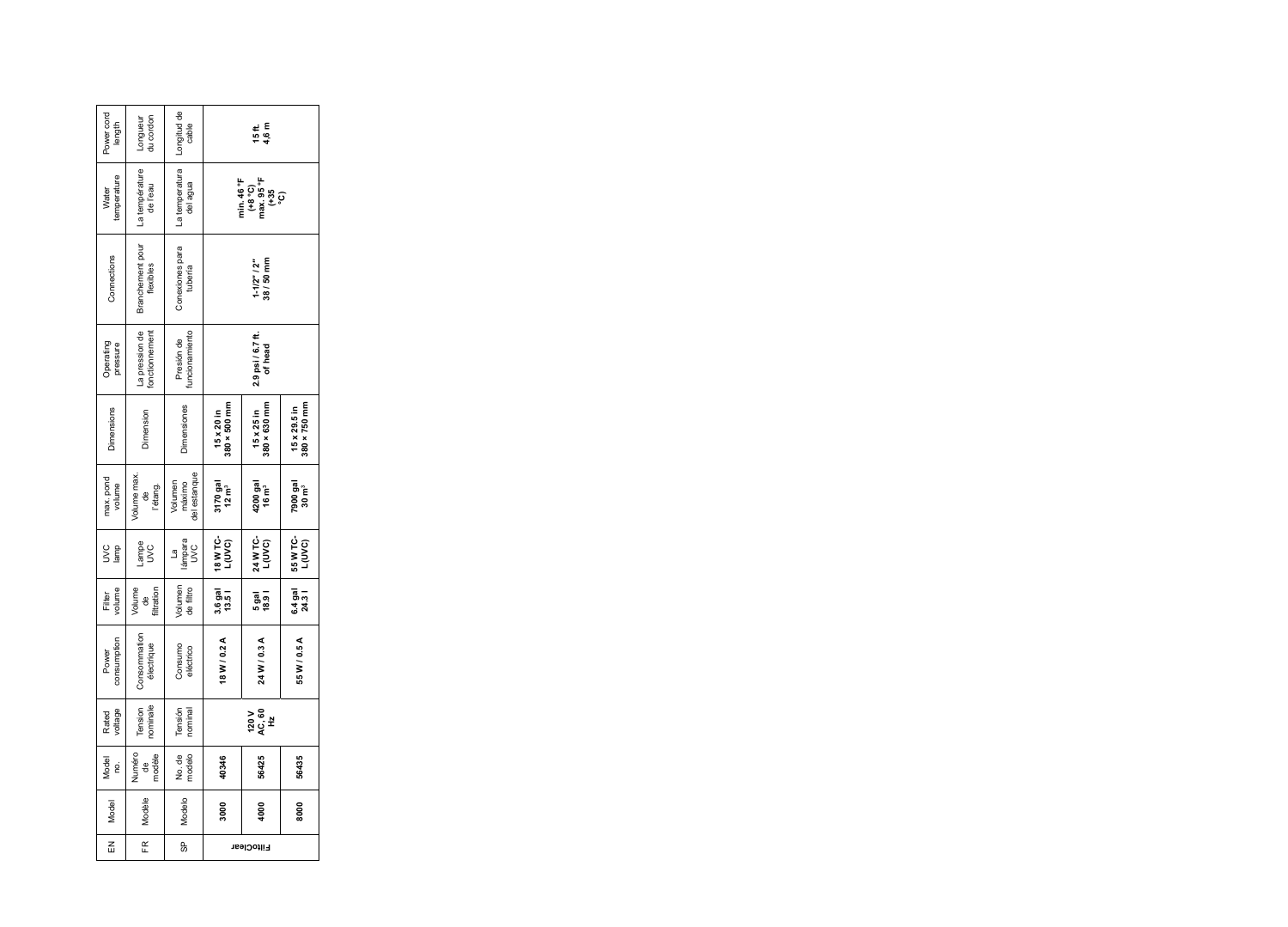| EN | Model | Model no. | Rated voltage | Power consumption | Filter volume | UVC lamp | max. pond volume | Dimensions | Operating pressure | Connections | Water temperature | Power cord length |
|---|---|---|---|---|---|---|---|---|---|---|---|---|
| FR | Modèle | Numéro de modèle | Tension nominale | Consommation électrique | Volume de filtration | Lampe UVC | Volume max. de l'étang. | Dimension | La pression de fonctionnement | Branchement pour flexibles | La température de l'eau | Longueur du cordon |
| SP | Modelo | No. de modelo | Tensión nominal | Consumo eléctrico | Volumen de filtro | La lámpara UVC | Volumen máximo del estanque | Dimensiones | Presión de funcionamiento | Conexiones para tubería | La temperatura del agua | Longitud de cable |
| FiltoClear | 3000 | 40346 | 120 V AC, 60 Hz | 18 W / 0.2 A | 3.6 gal 13.5 l | 18 W TC-L(UVC) | 3170 gal 12 m³ | 15 x 20 in 380 x 500 mm | 2.9 psi / 6.7 ft. of head | 1-1/2" / 2" 38 / 50 mm | min. 46 °F (+8 °C) max. 95 °F (+35 °C) | 15 ft. 4,6 m |
| | 4000 | 56425 | | 24 W / 0.3 A | 5 gal 18.9 l | 24 W TC-L(UVC) | 4200 gal 16 m³ | 15 x 25 in 380 x 630 mm | | | | |
| | 8000 | 56435 | | 55 W / 0.5 A | 6.4 gal 24.3 l | 55 W TC-L(UVC) | 7900 gal 30 m³ | 15 x 29.5 in 380 x 750 mm | | | | |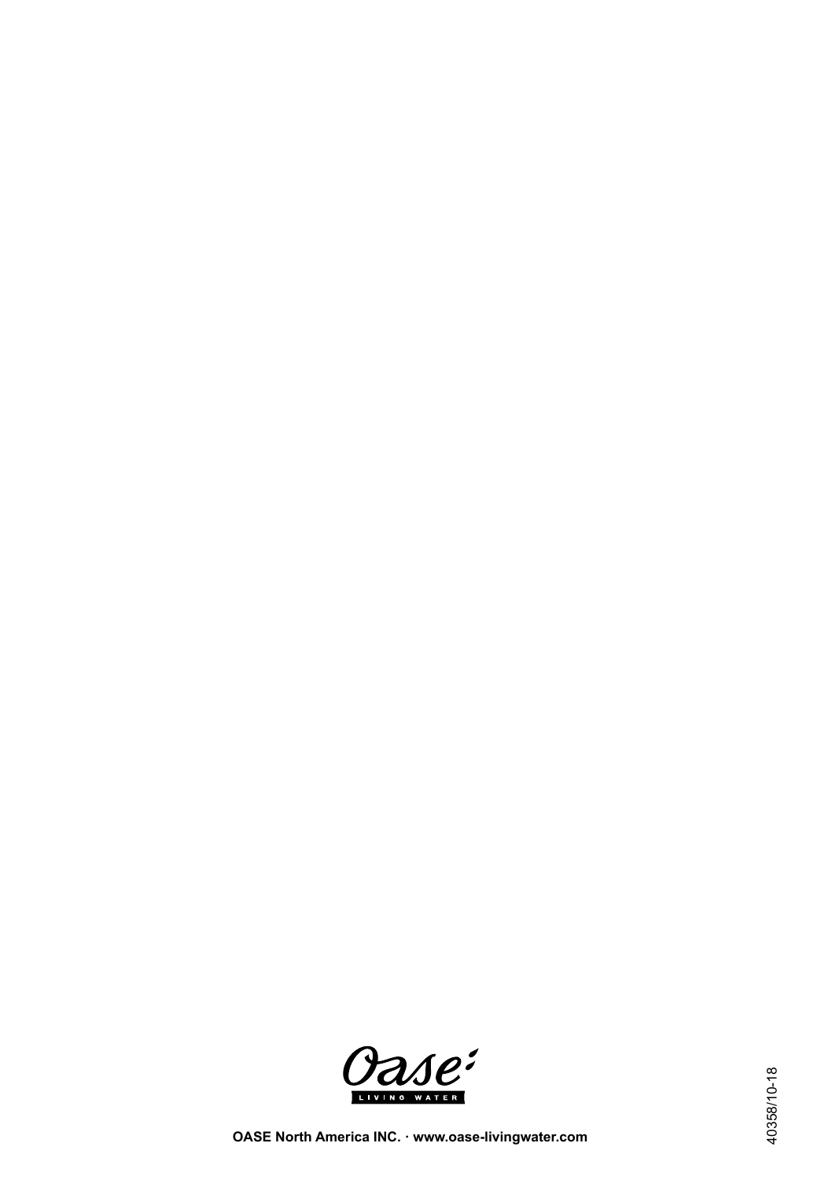Oase
LIVING WATER

**OASE North America INC. · www.oase-livingwater.com**

40358/10-18